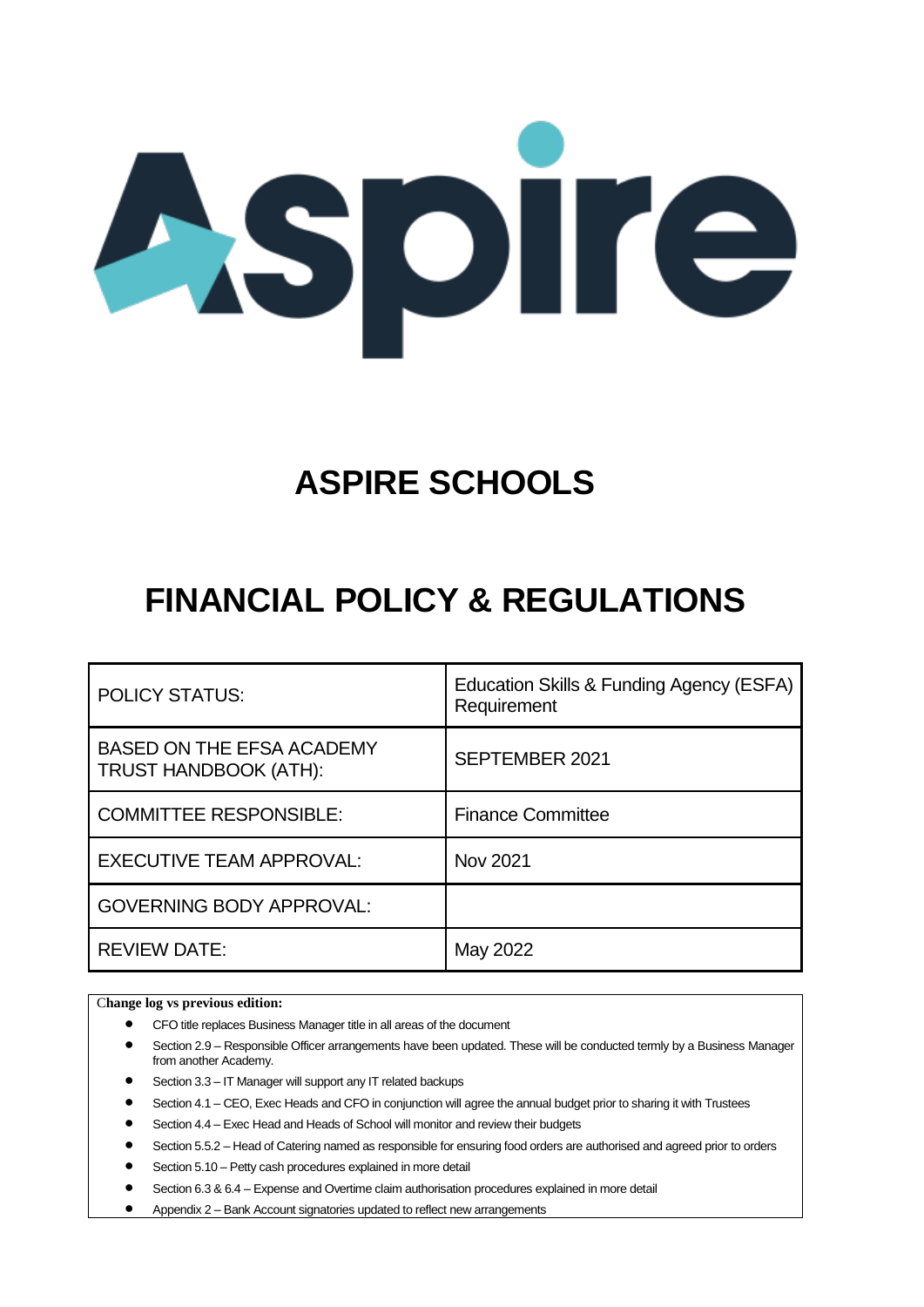# ASPIRE SCHOOLS

# FINANCIAL POLICY & REGULATIONS

| | |
|---|---|
| POLICY STATUS: | Education Skills & Funding Agency (ESFA) Requirement |
| BASED ON THE EFSA ACADEMY TRUST HANDBOOK (ATH): | SEPTEMBER 2021 |
| COMMITTEE RESPONSIBLE: | Finance Committee |
| EXECUTIVE TEAM APPROVAL: | Nov 2021 |
| GOVERNING BODY APPROVAL: | |
| REVIEW DATE: | May 2022 |

**Change log vs previous edition:**

- CFO title replaces Business Manager title in all areas of the document
- Section 2.9 – Responsible Officer arrangements have been updated. These will be conducted termly by a Business Manager from another Academy.
- Section 3.3 – IT Manager will support any IT related backups
- Section 4.1 – CEO, Exec Heads and CFO in conjunction will agree the annual budget prior to sharing it with Trustees
- Section 4.4 – Exec Head and Heads of School will monitor and review their budgets
- Section 5.5.2 – Head of Catering named as responsible for ensuring food orders are authorised and agreed prior to orders
- Section 5.10 – Petty cash procedures explained in more detail
- Section 6.3 & 6.4 – Expense and Overtime claim authorisation procedures explained in more detail
- Appendix 2 – Bank Account signatories updated to reflect new arrangements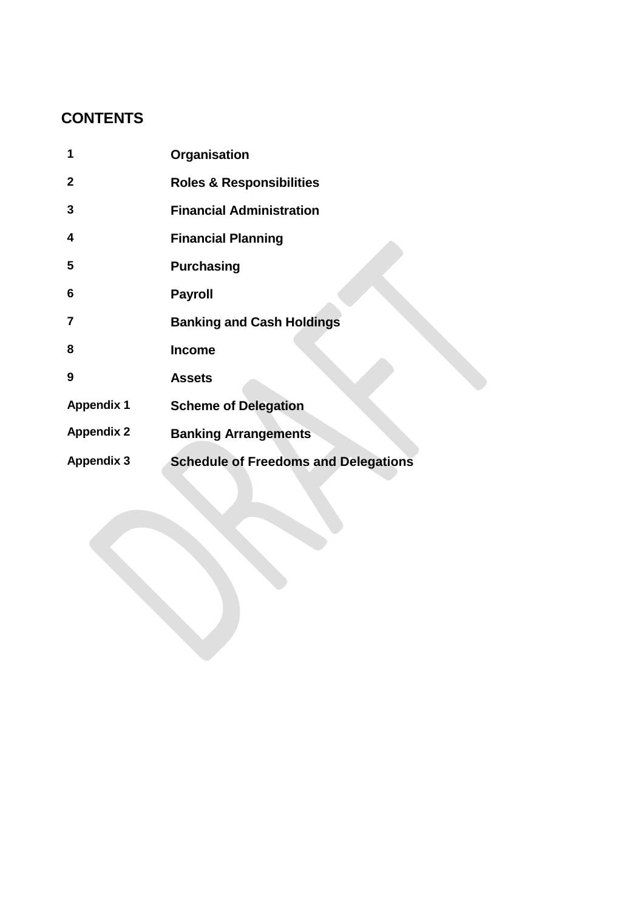## CONTENTS

| | |
|---|---|
| **1** | **Organisation** |
| **2** | **Roles & Responsibilities** |
| **3** | **Financial Administration** |
| **4** | **Financial Planning** |
| **5** | **Purchasing** |
| **6** | **Payroll** |
| **7** | **Banking and Cash Holdings** |
| **8** | **Income** |
| **9** | **Assets** |
| **Appendix 1** | **Scheme of Delegation** |
| **Appendix 2** | **Banking Arrangements** |
| **Appendix 3** | **Schedule of Freedoms and Delegations** |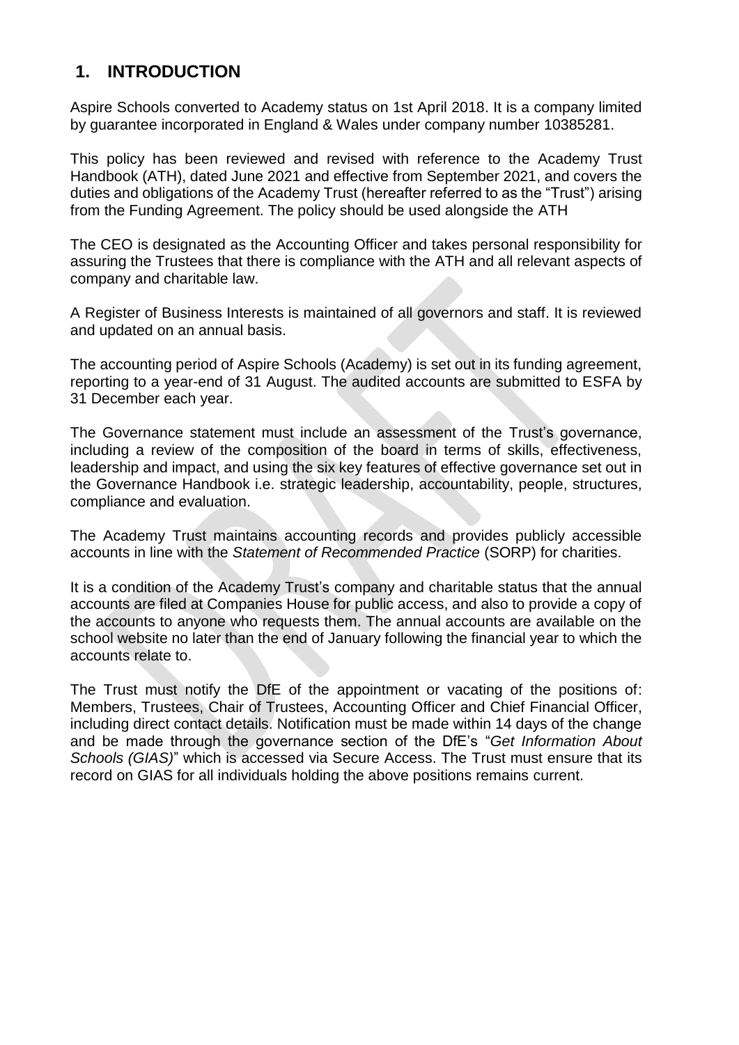## 1. INTRODUCTION

Aspire Schools converted to Academy status on 1st April 2018. It is a company limited by guarantee incorporated in England & Wales under company number 10385281.

This policy has been reviewed and revised with reference to the Academy Trust Handbook (ATH), dated June 2021 and effective from September 2021, and covers the duties and obligations of the Academy Trust (hereafter referred to as the "Trust") arising from the Funding Agreement. The policy should be used alongside the ATH

The CEO is designated as the Accounting Officer and takes personal responsibility for assuring the Trustees that there is compliance with the ATH and all relevant aspects of company and charitable law.

A Register of Business Interests is maintained of all governors and staff. It is reviewed and updated on an annual basis.

The accounting period of Aspire Schools (Academy) is set out in its funding agreement, reporting to a year-end of 31 August. The audited accounts are submitted to ESFA by 31 December each year.

The Governance statement must include an assessment of the Trust's governance, including a review of the composition of the board in terms of skills, effectiveness, leadership and impact, and using the six key features of effective governance set out in the Governance Handbook i.e. strategic leadership, accountability, people, structures, compliance and evaluation.

The Academy Trust maintains accounting records and provides publicly accessible accounts in line with the *Statement of Recommended Practice* (SORP) for charities.

It is a condition of the Academy Trust's company and charitable status that the annual accounts are filed at Companies House for public access, and also to provide a copy of the accounts to anyone who requests them. The annual accounts are available on the school website no later than the end of January following the financial year to which the accounts relate to.

The Trust must notify the DfE of the appointment or vacating of the positions of: Members, Trustees, Chair of Trustees, Accounting Officer and Chief Financial Officer, including direct contact details. Notification must be made within 14 days of the change and be made through the governance section of the DfE's "*Get Information About Schools (GIAS)*" which is accessed via Secure Access. The Trust must ensure that its record on GIAS for all individuals holding the above positions remains current.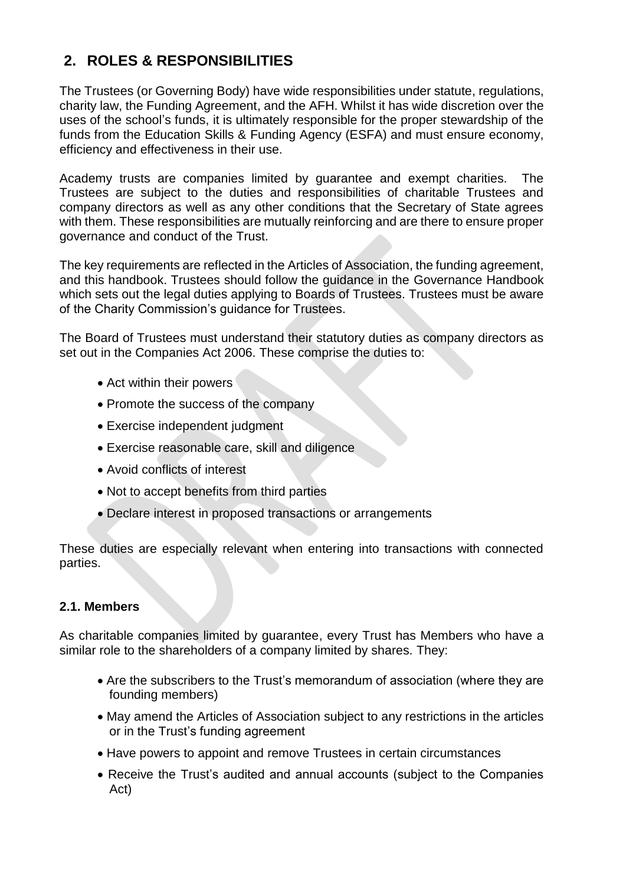## 2. ROLES & RESPONSIBILITIES

The Trustees (or Governing Body) have wide responsibilities under statute, regulations, charity law, the Funding Agreement, and the AFH. Whilst it has wide discretion over the uses of the school's funds, it is ultimately responsible for the proper stewardship of the funds from the Education Skills & Funding Agency (ESFA) and must ensure economy, efficiency and effectiveness in their use.

Academy trusts are companies limited by guarantee and exempt charities. The Trustees are subject to the duties and responsibilities of charitable Trustees and company directors as well as any other conditions that the Secretary of State agrees with them. These responsibilities are mutually reinforcing and are there to ensure proper governance and conduct of the Trust.

The key requirements are reflected in the Articles of Association, the funding agreement, and this handbook. Trustees should follow the guidance in the Governance Handbook which sets out the legal duties applying to Boards of Trustees. Trustees must be aware of the Charity Commission's guidance for Trustees.

The Board of Trustees must understand their statutory duties as company directors as set out in the Companies Act 2006. These comprise the duties to:

- Act within their powers
- Promote the success of the company
- Exercise independent judgment
- Exercise reasonable care, skill and diligence
- Avoid conflicts of interest
- Not to accept benefits from third parties
- Declare interest in proposed transactions or arrangements

These duties are especially relevant when entering into transactions with connected parties.

### 2.1. Members

As charitable companies limited by guarantee, every Trust has Members who have a similar role to the shareholders of a company limited by shares. They:

- Are the subscribers to the Trust's memorandum of association (where they are founding members)
- May amend the Articles of Association subject to any restrictions in the articles or in the Trust's funding agreement
- Have powers to appoint and remove Trustees in certain circumstances
- Receive the Trust's audited and annual accounts (subject to the Companies Act)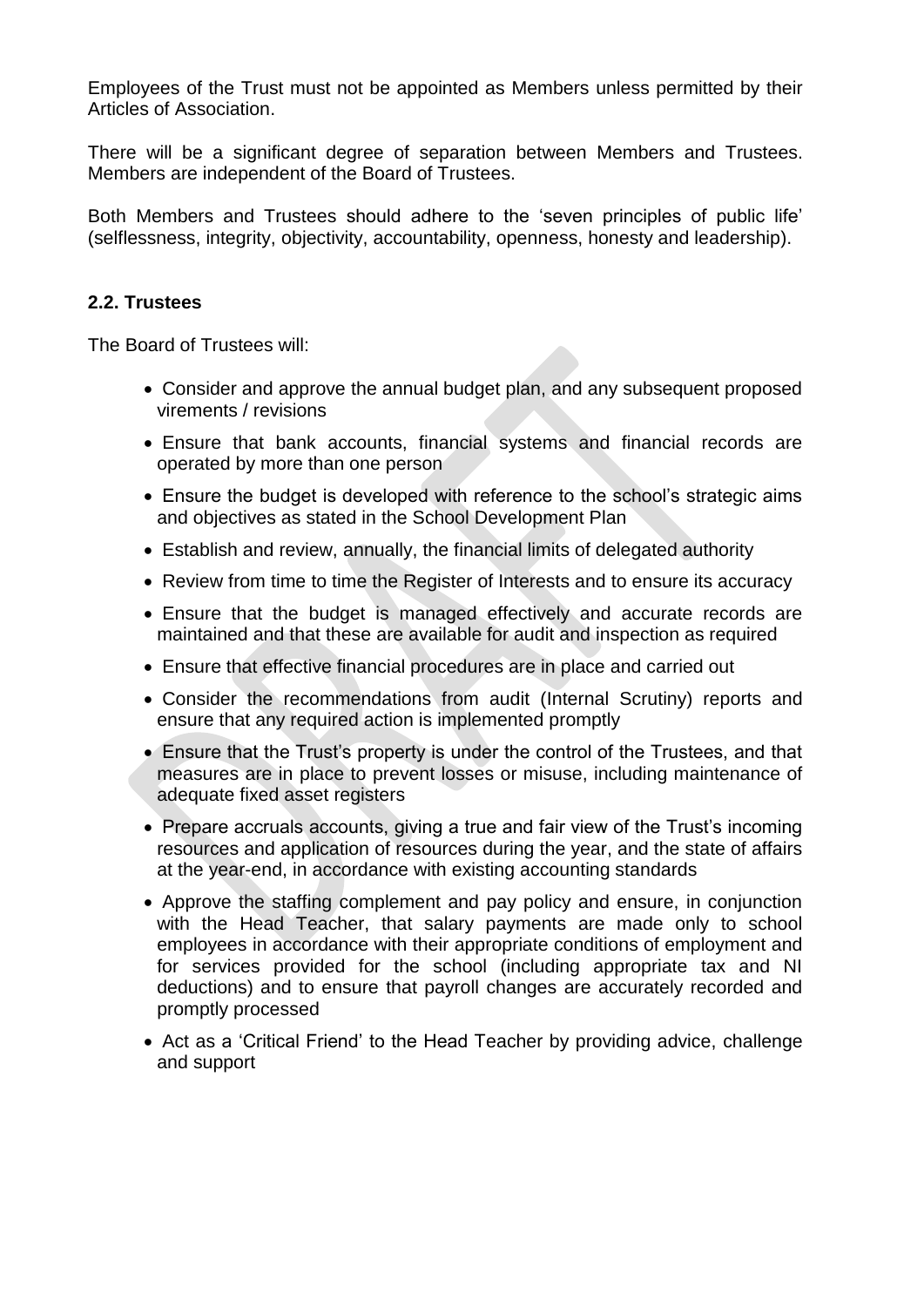Employees of the Trust must not be appointed as Members unless permitted by their Articles of Association.

There will be a significant degree of separation between Members and Trustees. Members are independent of the Board of Trustees.

Both Members and Trustees should adhere to the 'seven principles of public life' (selflessness, integrity, objectivity, accountability, openness, honesty and leadership).

### 2.2. Trustees

The Board of Trustees will:

- Consider and approve the annual budget plan, and any subsequent proposed virements / revisions
- Ensure that bank accounts, financial systems and financial records are operated by more than one person
- Ensure the budget is developed with reference to the school's strategic aims and objectives as stated in the School Development Plan
- Establish and review, annually, the financial limits of delegated authority
- Review from time to time the Register of Interests and to ensure its accuracy
- Ensure that the budget is managed effectively and accurate records are maintained and that these are available for audit and inspection as required
- Ensure that effective financial procedures are in place and carried out
- Consider the recommendations from audit (Internal Scrutiny) reports and ensure that any required action is implemented promptly
- Ensure that the Trust's property is under the control of the Trustees, and that measures are in place to prevent losses or misuse, including maintenance of adequate fixed asset registers
- Prepare accruals accounts, giving a true and fair view of the Trust's incoming resources and application of resources during the year, and the state of affairs at the year-end, in accordance with existing accounting standards
- Approve the staffing complement and pay policy and ensure, in conjunction with the Head Teacher, that salary payments are made only to school employees in accordance with their appropriate conditions of employment and for services provided for the school (including appropriate tax and NI deductions) and to ensure that payroll changes are accurately recorded and promptly processed
- Act as a 'Critical Friend' to the Head Teacher by providing advice, challenge and support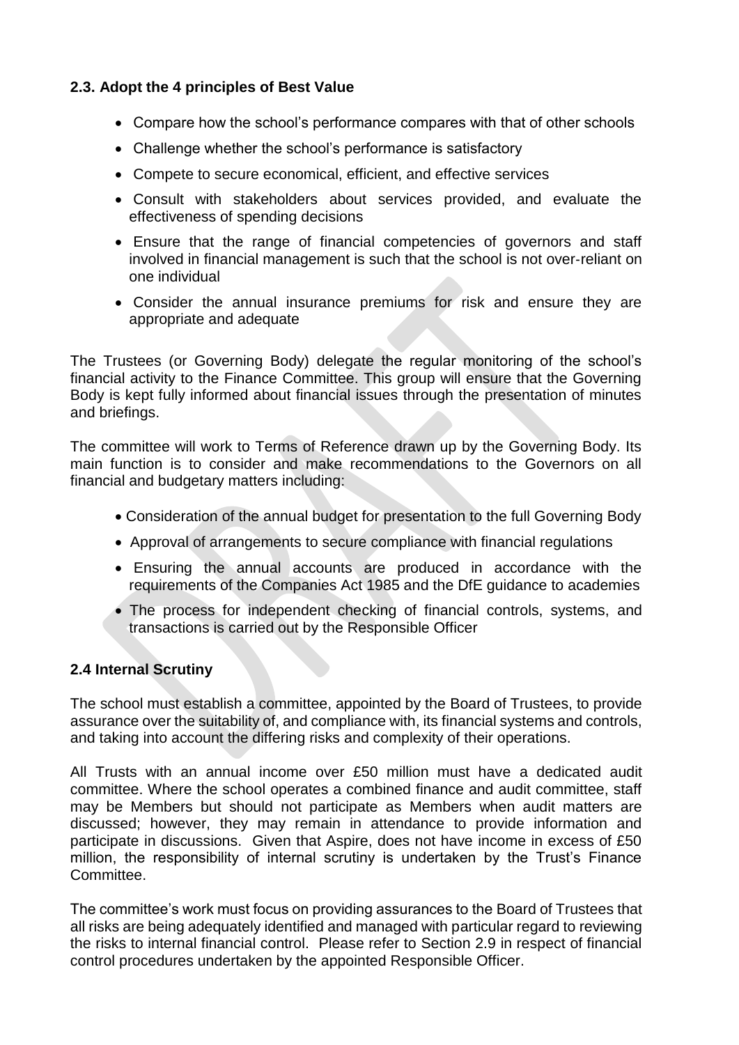## 2.3. Adopt the 4 principles of Best Value

- Compare how the school's performance compares with that of other schools
- Challenge whether the school's performance is satisfactory
- Compete to secure economical, efficient, and effective services
- Consult with stakeholders about services provided, and evaluate the effectiveness of spending decisions
- Ensure that the range of financial competencies of governors and staff involved in financial management is such that the school is not over-reliant on one individual
- Consider the annual insurance premiums for risk and ensure they are appropriate and adequate

The Trustees (or Governing Body) delegate the regular monitoring of the school's financial activity to the Finance Committee. This group will ensure that the Governing Body is kept fully informed about financial issues through the presentation of minutes and briefings.

The committee will work to Terms of Reference drawn up by the Governing Body. Its main function is to consider and make recommendations to the Governors on all financial and budgetary matters including:

- Consideration of the annual budget for presentation to the full Governing Body
- Approval of arrangements to secure compliance with financial regulations
- Ensuring the annual accounts are produced in accordance with the requirements of the Companies Act 1985 and the DfE guidance to academies
- The process for independent checking of financial controls, systems, and transactions is carried out by the Responsible Officer

## 2.4 Internal Scrutiny

The school must establish a committee, appointed by the Board of Trustees, to provide assurance over the suitability of, and compliance with, its financial systems and controls, and taking into account the differing risks and complexity of their operations.

All Trusts with an annual income over £50 million must have a dedicated audit committee. Where the school operates a combined finance and audit committee, staff may be Members but should not participate as Members when audit matters are discussed; however, they may remain in attendance to provide information and participate in discussions. Given that Aspire, does not have income in excess of £50 million, the responsibility of internal scrutiny is undertaken by the Trust's Finance Committee.

The committee's work must focus on providing assurances to the Board of Trustees that all risks are being adequately identified and managed with particular regard to reviewing the risks to internal financial control. Please refer to Section 2.9 in respect of financial control procedures undertaken by the appointed Responsible Officer.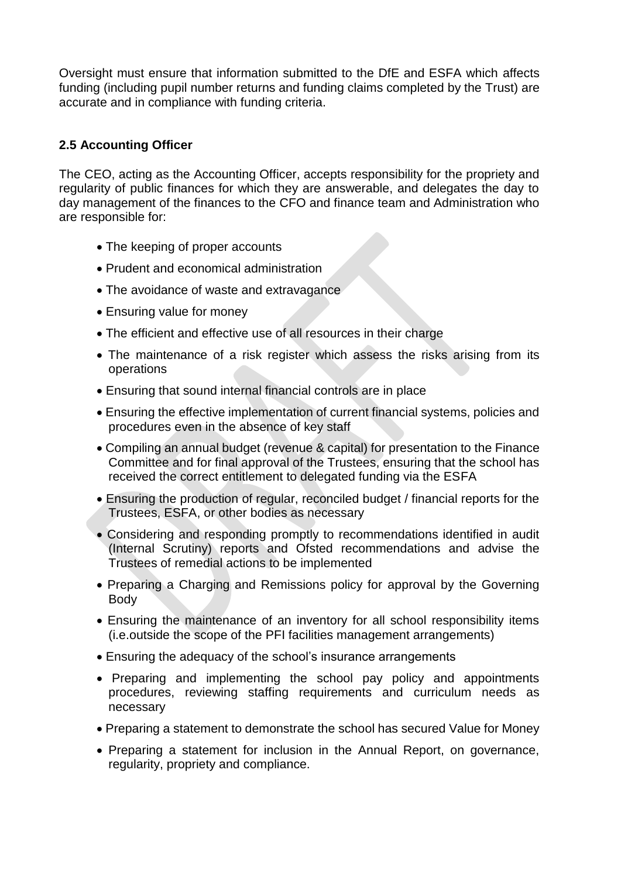Oversight must ensure that information submitted to the DfE and ESFA which affects funding (including pupil number returns and funding claims completed by the Trust) are accurate and in compliance with funding criteria.

### 2.5 Accounting Officer

The CEO, acting as the Accounting Officer, accepts responsibility for the propriety and regularity of public finances for which they are answerable, and delegates the day to day management of the finances to the CFO and finance team and Administration who are responsible for:

- The keeping of proper accounts
- Prudent and economical administration
- The avoidance of waste and extravagance
- Ensuring value for money
- The efficient and effective use of all resources in their charge
- The maintenance of a risk register which assess the risks arising from its operations
- Ensuring that sound internal financial controls are in place
- Ensuring the effective implementation of current financial systems, policies and procedures even in the absence of key staff
- Compiling an annual budget (revenue & capital) for presentation to the Finance Committee and for final approval of the Trustees, ensuring that the school has received the correct entitlement to delegated funding via the ESFA
- Ensuring the production of regular, reconciled budget / financial reports for the Trustees, ESFA, or other bodies as necessary
- Considering and responding promptly to recommendations identified in audit (Internal Scrutiny) reports and Ofsted recommendations and advise the Trustees of remedial actions to be implemented
- Preparing a Charging and Remissions policy for approval by the Governing Body
- Ensuring the maintenance of an inventory for all school responsibility items (i.e.outside the scope of the PFI facilities management arrangements)
- Ensuring the adequacy of the school's insurance arrangements
- Preparing and implementing the school pay policy and appointments procedures, reviewing staffing requirements and curriculum needs as necessary
- Preparing a statement to demonstrate the school has secured Value for Money
- Preparing a statement for inclusion in the Annual Report, on governance, regularity, propriety and compliance.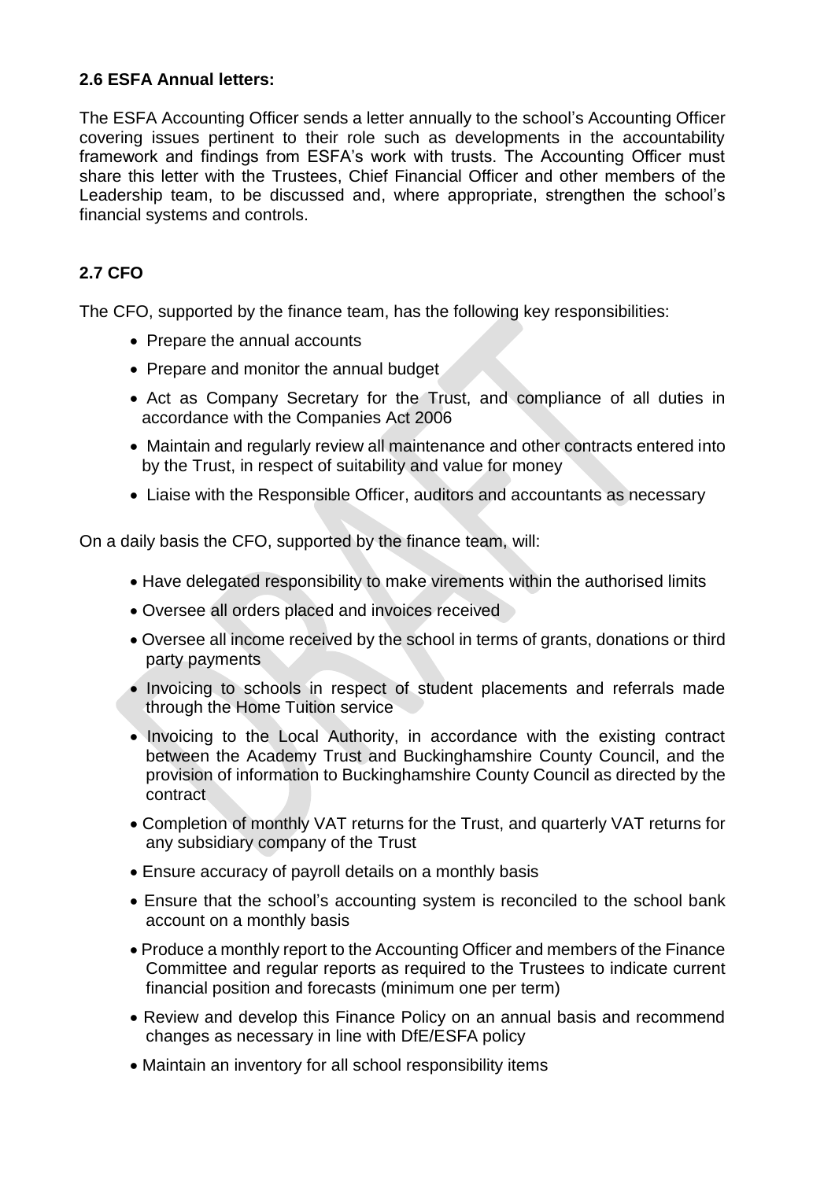### 2.6 ESFA Annual letters:

The ESFA Accounting Officer sends a letter annually to the school's Accounting Officer covering issues pertinent to their role such as developments in the accountability framework and findings from ESFA's work with trusts. The Accounting Officer must share this letter with the Trustees, Chief Financial Officer and other members of the Leadership team, to be discussed and, where appropriate, strengthen the school's financial systems and controls.

### 2.7 CFO

The CFO, supported by the finance team, has the following key responsibilities:

- Prepare the annual accounts
- Prepare and monitor the annual budget
- Act as Company Secretary for the Trust, and compliance of all duties in accordance with the Companies Act 2006
- Maintain and regularly review all maintenance and other contracts entered into by the Trust, in respect of suitability and value for money
- Liaise with the Responsible Officer, auditors and accountants as necessary

On a daily basis the CFO, supported by the finance team, will:

- Have delegated responsibility to make virements within the authorised limits
- Oversee all orders placed and invoices received
- Oversee all income received by the school in terms of grants, donations or third party payments
- Invoicing to schools in respect of student placements and referrals made through the Home Tuition service
- Invoicing to the Local Authority, in accordance with the existing contract between the Academy Trust and Buckinghamshire County Council, and the provision of information to Buckinghamshire County Council as directed by the contract
- Completion of monthly VAT returns for the Trust, and quarterly VAT returns for any subsidiary company of the Trust
- Ensure accuracy of payroll details on a monthly basis
- Ensure that the school's accounting system is reconciled to the school bank account on a monthly basis
- Produce a monthly report to the Accounting Officer and members of the Finance Committee and regular reports as required to the Trustees to indicate current financial position and forecasts (minimum one per term)
- Review and develop this Finance Policy on an annual basis and recommend changes as necessary in line with DfE/ESFA policy
- Maintain an inventory for all school responsibility items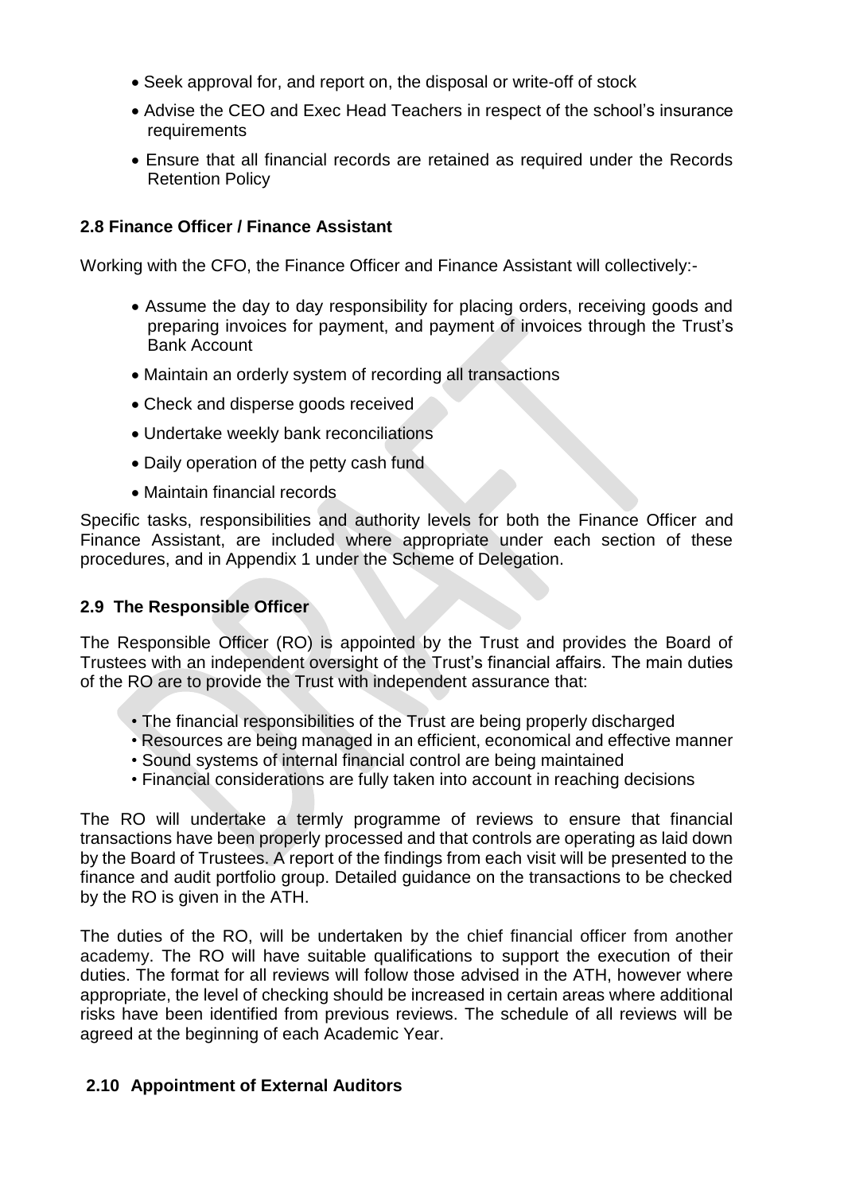- Seek approval for, and report on, the disposal or write-off of stock
- Advise the CEO and Exec Head Teachers in respect of the school's insurance requirements
- Ensure that all financial records are retained as required under the Records Retention Policy

### 2.8 Finance Officer / Finance Assistant

Working with the CFO, the Finance Officer and Finance Assistant will collectively:-

- Assume the day to day responsibility for placing orders, receiving goods and preparing invoices for payment, and payment of invoices through the Trust's Bank Account
- Maintain an orderly system of recording all transactions
- Check and disperse goods received
- Undertake weekly bank reconciliations
- Daily operation of the petty cash fund
- Maintain financial records

Specific tasks, responsibilities and authority levels for both the Finance Officer and Finance Assistant, are included where appropriate under each section of these procedures, and in Appendix 1 under the Scheme of Delegation.

### 2.9 The Responsible Officer

The Responsible Officer (RO) is appointed by the Trust and provides the Board of Trustees with an independent oversight of the Trust's financial affairs. The main duties of the RO are to provide the Trust with independent assurance that:

- The financial responsibilities of the Trust are being properly discharged
- Resources are being managed in an efficient, economical and effective manner
- Sound systems of internal financial control are being maintained
- Financial considerations are fully taken into account in reaching decisions

The RO will undertake a termly programme of reviews to ensure that financial transactions have been properly processed and that controls are operating as laid down by the Board of Trustees. A report of the findings from each visit will be presented to the finance and audit portfolio group. Detailed guidance on the transactions to be checked by the RO is given in the ATH.

The duties of the RO, will be undertaken by the chief financial officer from another academy. The RO will have suitable qualifications to support the execution of their duties. The format for all reviews will follow those advised in the ATH, however where appropriate, the level of checking should be increased in certain areas where additional risks have been identified from previous reviews. The schedule of all reviews will be agreed at the beginning of each Academic Year.

### 2.10 Appointment of External Auditors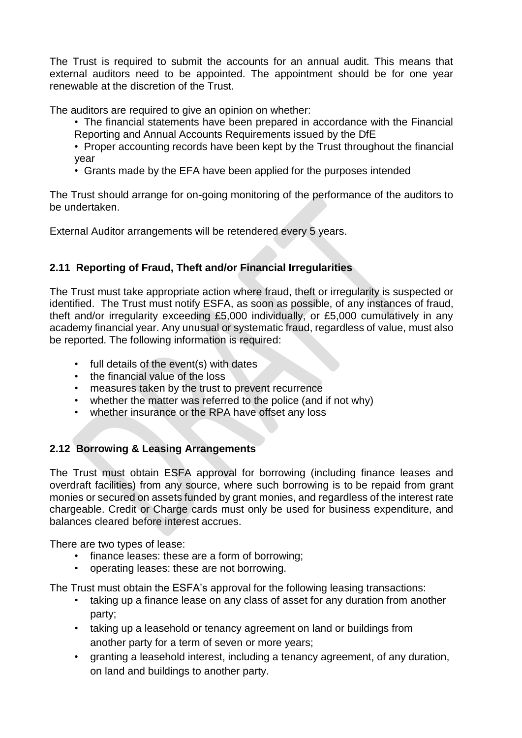The Trust is required to submit the accounts for an annual audit. This means that external auditors need to be appointed. The appointment should be for one year renewable at the discretion of the Trust.

The auditors are required to give an opinion on whether:

- The financial statements have been prepared in accordance with the Financial Reporting and Annual Accounts Requirements issued by the DfE
- Proper accounting records have been kept by the Trust throughout the financial year
- Grants made by the EFA have been applied for the purposes intended

The Trust should arrange for on-going monitoring of the performance of the auditors to be undertaken.

External Auditor arrangements will be retendered every 5 years.

## 2.11 Reporting of Fraud, Theft and/or Financial Irregularities

The Trust must take appropriate action where fraud, theft or irregularity is suspected or identified. The Trust must notify ESFA, as soon as possible, of any instances of fraud, theft and/or irregularity exceeding £5,000 individually, or £5,000 cumulatively in any academy financial year. Any unusual or systematic fraud, regardless of value, must also be reported. The following information is required:

- full details of the event(s) with dates
- the financial value of the loss
- measures taken by the trust to prevent recurrence
- whether the matter was referred to the police (and if not why)
- whether insurance or the RPA have offset any loss

## 2.12 Borrowing & Leasing Arrangements

The Trust must obtain ESFA approval for borrowing (including finance leases and overdraft facilities) from any source, where such borrowing is to be repaid from grant monies or secured on assets funded by grant monies, and regardless of the interest rate chargeable. Credit or Charge cards must only be used for business expenditure, and balances cleared before interest accrues.

There are two types of lease:

- finance leases: these are a form of borrowing;
- operating leases: these are not borrowing.

The Trust must obtain the ESFA's approval for the following leasing transactions:

- taking up a finance lease on any class of asset for any duration from another party;
- taking up a leasehold or tenancy agreement on land or buildings from another party for a term of seven or more years;
- granting a leasehold interest, including a tenancy agreement, of any duration, on land and buildings to another party.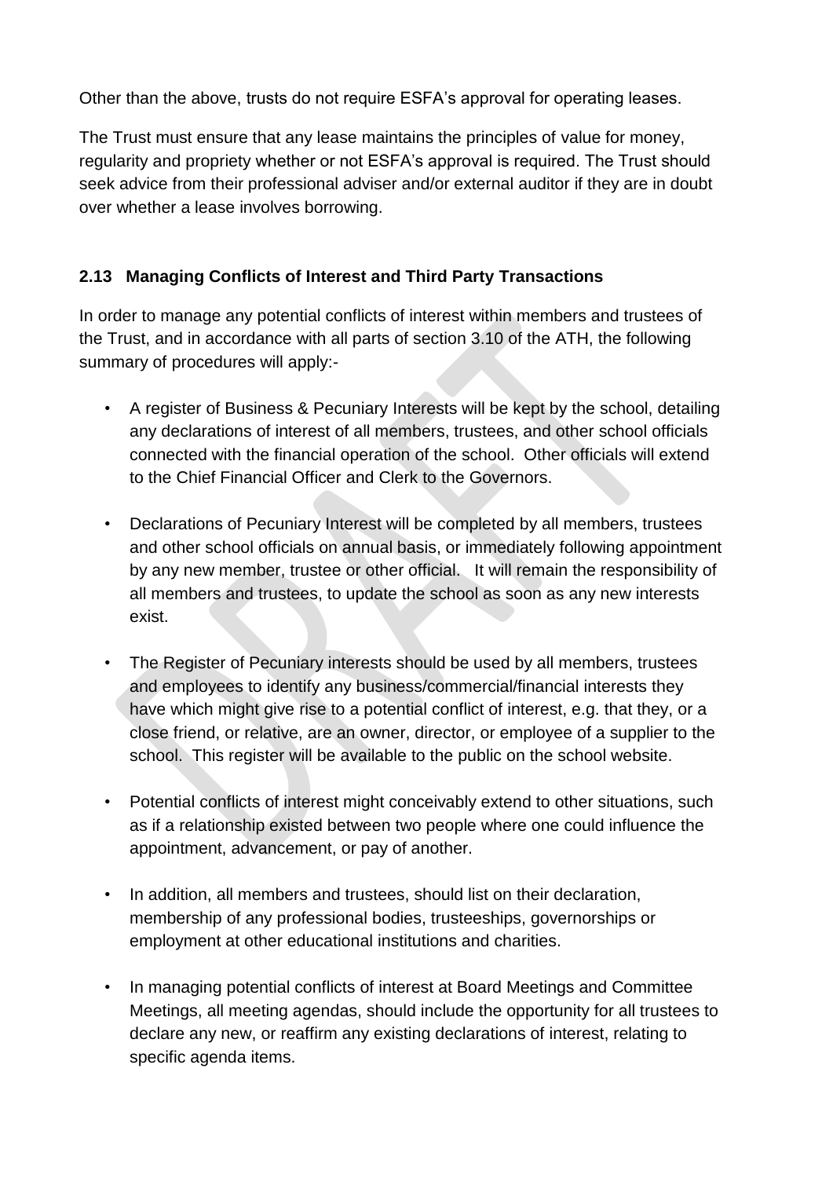Other than the above, trusts do not require ESFA's approval for operating leases.

The Trust must ensure that any lease maintains the principles of value for money, regularity and propriety whether or not ESFA's approval is required. The Trust should seek advice from their professional adviser and/or external auditor if they are in doubt over whether a lease involves borrowing.

### 2.13 Managing Conflicts of Interest and Third Party Transactions

In order to manage any potential conflicts of interest within members and trustees of the Trust, and in accordance with all parts of section 3.10 of the ATH, the following summary of procedures will apply:-

- A register of Business & Pecuniary Interests will be kept by the school, detailing any declarations of interest of all members, trustees, and other school officials connected with the financial operation of the school. Other officials will extend to the Chief Financial Officer and Clerk to the Governors.
- Declarations of Pecuniary Interest will be completed by all members, trustees and other school officials on annual basis, or immediately following appointment by any new member, trustee or other official. It will remain the responsibility of all members and trustees, to update the school as soon as any new interests exist.
- The Register of Pecuniary interests should be used by all members, trustees and employees to identify any business/commercial/financial interests they have which might give rise to a potential conflict of interest, e.g. that they, or a close friend, or relative, are an owner, director, or employee of a supplier to the school. This register will be available to the public on the school website.
- Potential conflicts of interest might conceivably extend to other situations, such as if a relationship existed between two people where one could influence the appointment, advancement, or pay of another.
- In addition, all members and trustees, should list on their declaration, membership of any professional bodies, trusteeships, governorships or employment at other educational institutions and charities.
- In managing potential conflicts of interest at Board Meetings and Committee Meetings, all meeting agendas, should include the opportunity for all trustees to declare any new, or reaffirm any existing declarations of interest, relating to specific agenda items.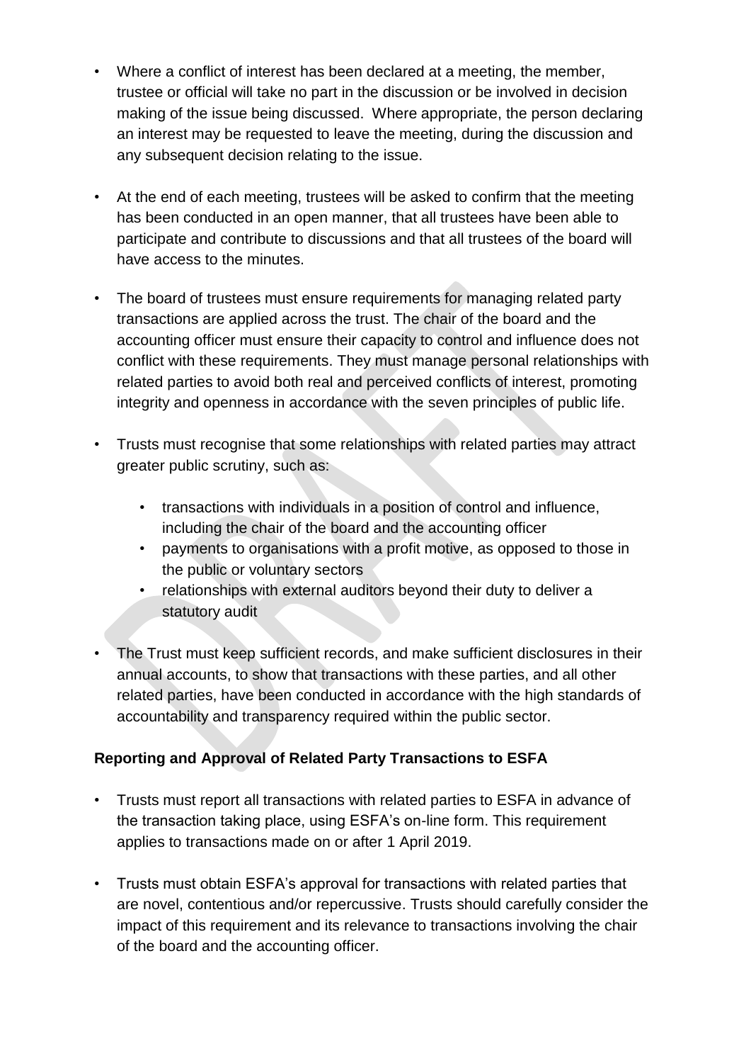- Where a conflict of interest has been declared at a meeting, the member, trustee or official will take no part in the discussion or be involved in decision making of the issue being discussed. Where appropriate, the person declaring an interest may be requested to leave the meeting, during the discussion and any subsequent decision relating to the issue.

- At the end of each meeting, trustees will be asked to confirm that the meeting has been conducted in an open manner, that all trustees have been able to participate and contribute to discussions and that all trustees of the board will have access to the minutes.

- The board of trustees must ensure requirements for managing related party transactions are applied across the trust. The chair of the board and the accounting officer must ensure their capacity to control and influence does not conflict with these requirements. They must manage personal relationships with related parties to avoid both real and perceived conflicts of interest, promoting integrity and openness in accordance with the seven principles of public life.

- Trusts must recognise that some relationships with related parties may attract greater public scrutiny, such as:

  - transactions with individuals in a position of control and influence, including the chair of the board and the accounting officer
  - payments to organisations with a profit motive, as opposed to those in the public or voluntary sectors
  - relationships with external auditors beyond their duty to deliver a statutory audit

- The Trust must keep sufficient records, and make sufficient disclosures in their annual accounts, to show that transactions with these parties, and all other related parties, have been conducted in accordance with the high standards of accountability and transparency required within the public sector.

**Reporting and Approval of Related Party Transactions to ESFA**

- Trusts must report all transactions with related parties to ESFA in advance of the transaction taking place, using ESFA's on-line form. This requirement applies to transactions made on or after 1 April 2019.

- Trusts must obtain ESFA's approval for transactions with related parties that are novel, contentious and/or repercussive. Trusts should carefully consider the impact of this requirement and its relevance to transactions involving the chair of the board and the accounting officer.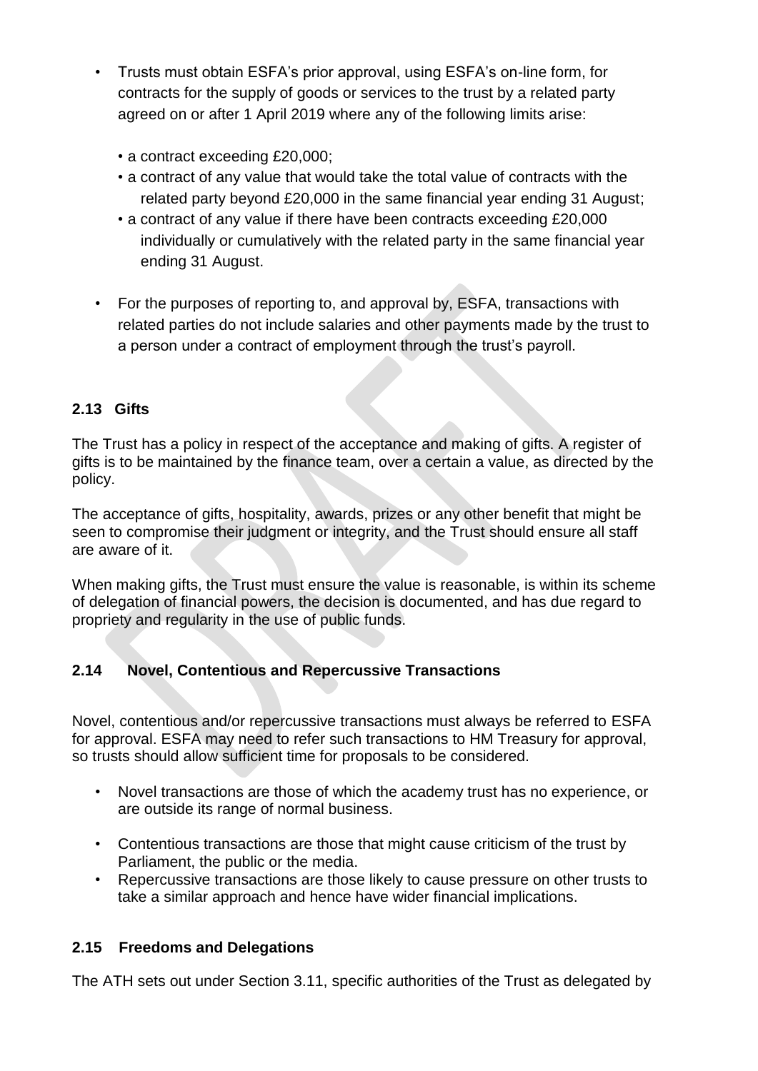- Trusts must obtain ESFA's prior approval, using ESFA's on-line form, for contracts for the supply of goods or services to the trust by a related party agreed on or after 1 April 2019 where any of the following limits arise:
  - a contract exceeding £20,000;
  - a contract of any value that would take the total value of contracts with the related party beyond £20,000 in the same financial year ending 31 August;
  - a contract of any value if there have been contracts exceeding £20,000 individually or cumulatively with the related party in the same financial year ending 31 August.
- For the purposes of reporting to, and approval by, ESFA, transactions with related parties do not include salaries and other payments made by the trust to a person under a contract of employment through the trust's payroll.

### 2.13 Gifts

The Trust has a policy in respect of the acceptance and making of gifts. A register of gifts is to be maintained by the finance team, over a certain a value, as directed by the policy.

The acceptance of gifts, hospitality, awards, prizes or any other benefit that might be seen to compromise their judgment or integrity, and the Trust should ensure all staff are aware of it.

When making gifts, the Trust must ensure the value is reasonable, is within its scheme of delegation of financial powers, the decision is documented, and has due regard to propriety and regularity in the use of public funds.

### 2.14 Novel, Contentious and Repercussive Transactions

Novel, contentious and/or repercussive transactions must always be referred to ESFA for approval. ESFA may need to refer such transactions to HM Treasury for approval, so trusts should allow sufficient time for proposals to be considered.

- Novel transactions are those of which the academy trust has no experience, or are outside its range of normal business.
- Contentious transactions are those that might cause criticism of the trust by Parliament, the public or the media.
- Repercussive transactions are those likely to cause pressure on other trusts to take a similar approach and hence have wider financial implications.

### 2.15 Freedoms and Delegations

The ATH sets out under Section 3.11, specific authorities of the Trust as delegated by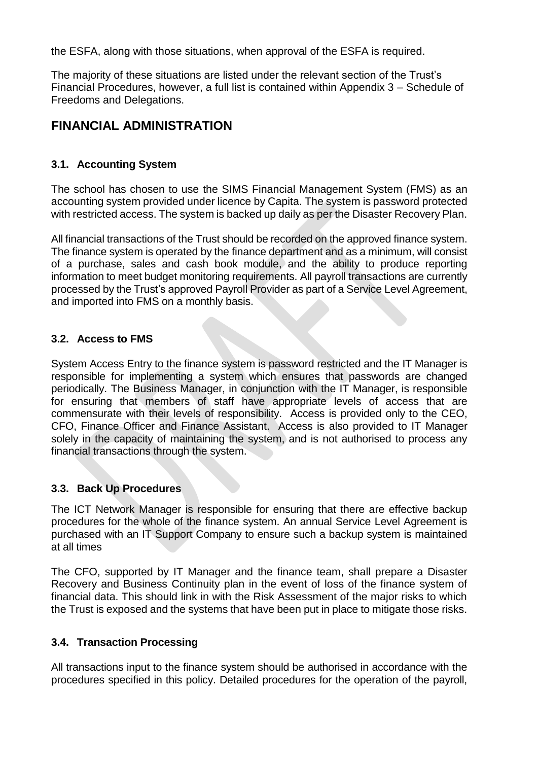the ESFA, along with those situations, when approval of the ESFA is required.

The majority of these situations are listed under the relevant section of the Trust's Financial Procedures, however, a full list is contained within Appendix 3 – Schedule of Freedoms and Delegations.

## FINANCIAL ADMINISTRATION

### 3.1. Accounting System

The school has chosen to use the SIMS Financial Management System (FMS) as an accounting system provided under licence by Capita. The system is password protected with restricted access. The system is backed up daily as per the Disaster Recovery Plan.

All financial transactions of the Trust should be recorded on the approved finance system. The finance system is operated by the finance department and as a minimum, will consist of a purchase, sales and cash book module, and the ability to produce reporting information to meet budget monitoring requirements. All payroll transactions are currently processed by the Trust's approved Payroll Provider as part of a Service Level Agreement, and imported into FMS on a monthly basis.

### 3.2. Access to FMS

System Access Entry to the finance system is password restricted and the IT Manager is responsible for implementing a system which ensures that passwords are changed periodically. The Business Manager, in conjunction with the IT Manager, is responsible for ensuring that members of staff have appropriate levels of access that are commensurate with their levels of responsibility. Access is provided only to the CEO, CFO, Finance Officer and Finance Assistant. Access is also provided to IT Manager solely in the capacity of maintaining the system, and is not authorised to process any financial transactions through the system.

### 3.3. Back Up Procedures

The ICT Network Manager is responsible for ensuring that there are effective backup procedures for the whole of the finance system. An annual Service Level Agreement is purchased with an IT Support Company to ensure such a backup system is maintained at all times

The CFO, supported by IT Manager and the finance team, shall prepare a Disaster Recovery and Business Continuity plan in the event of loss of the finance system of financial data. This should link in with the Risk Assessment of the major risks to which the Trust is exposed and the systems that have been put in place to mitigate those risks.

### 3.4. Transaction Processing

All transactions input to the finance system should be authorised in accordance with the procedures specified in this policy. Detailed procedures for the operation of the payroll,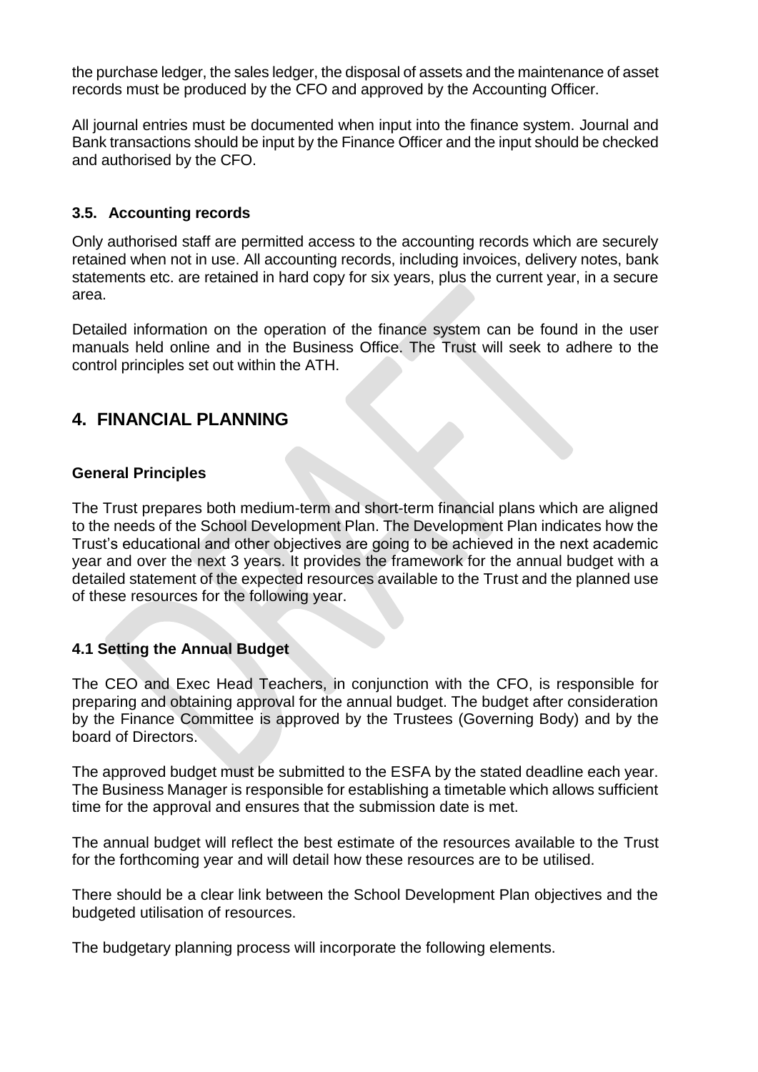the purchase ledger, the sales ledger, the disposal of assets and the maintenance of asset records must be produced by the CFO and approved by the Accounting Officer.

All journal entries must be documented when input into the finance system. Journal and Bank transactions should be input by the Finance Officer and the input should be checked and authorised by the CFO.

### 3.5. Accounting records

Only authorised staff are permitted access to the accounting records which are securely retained when not in use. All accounting records, including invoices, delivery notes, bank statements etc. are retained in hard copy for six years, plus the current year, in a secure area.

Detailed information on the operation of the finance system can be found in the user manuals held online and in the Business Office. The Trust will seek to adhere to the control principles set out within the ATH.

## 4. FINANCIAL PLANNING

### General Principles

The Trust prepares both medium-term and short-term financial plans which are aligned to the needs of the School Development Plan. The Development Plan indicates how the Trust's educational and other objectives are going to be achieved in the next academic year and over the next 3 years. It provides the framework for the annual budget with a detailed statement of the expected resources available to the Trust and the planned use of these resources for the following year.

### 4.1 Setting the Annual Budget

The CEO and Exec Head Teachers, in conjunction with the CFO, is responsible for preparing and obtaining approval for the annual budget. The budget after consideration by the Finance Committee is approved by the Trustees (Governing Body) and by the board of Directors.

The approved budget must be submitted to the ESFA by the stated deadline each year. The Business Manager is responsible for establishing a timetable which allows sufficient time for the approval and ensures that the submission date is met.

The annual budget will reflect the best estimate of the resources available to the Trust for the forthcoming year and will detail how these resources are to be utilised.

There should be a clear link between the School Development Plan objectives and the budgeted utilisation of resources.

The budgetary planning process will incorporate the following elements.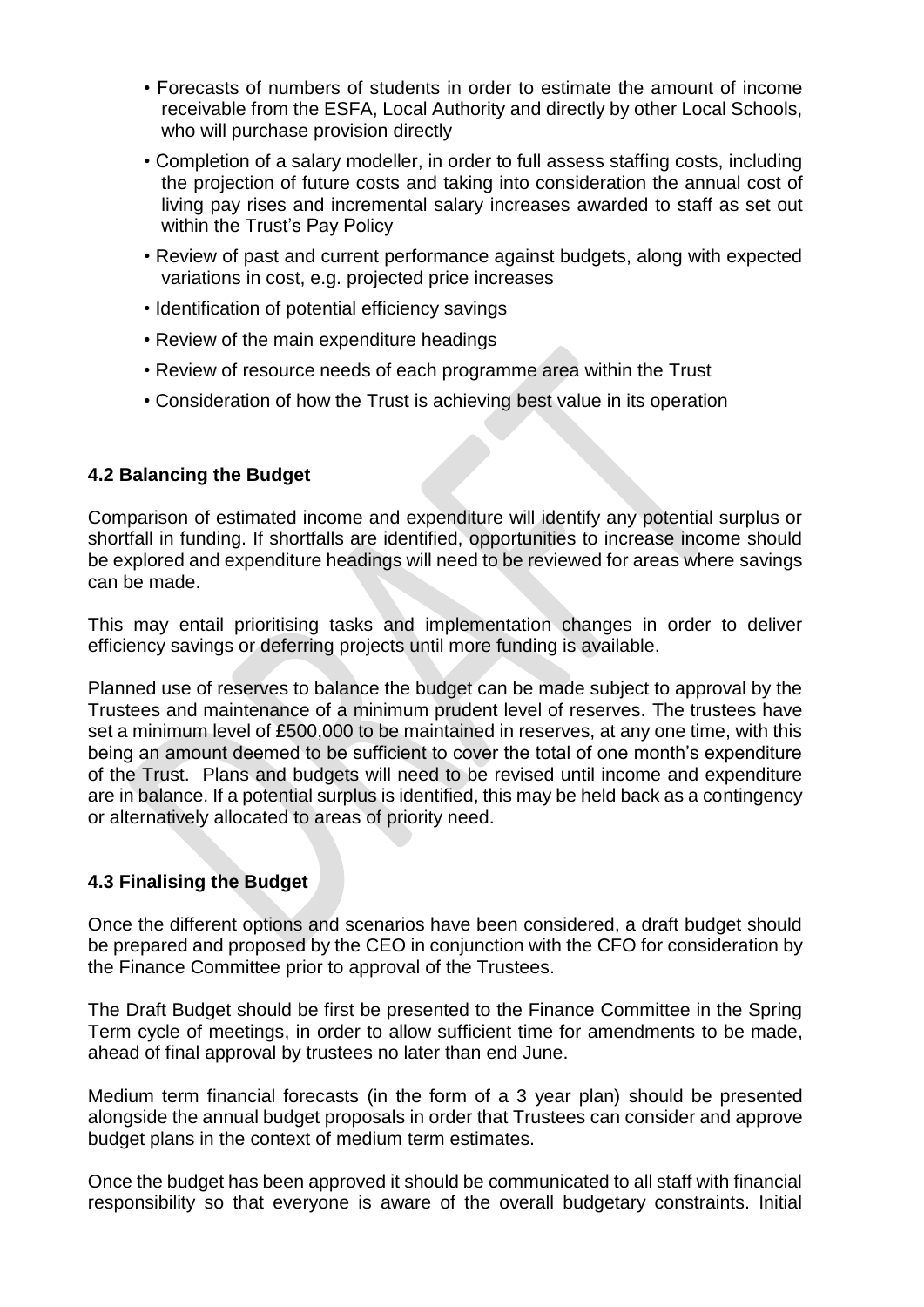- Forecasts of numbers of students in order to estimate the amount of income receivable from the ESFA, Local Authority and directly by other Local Schools, who will purchase provision directly
- Completion of a salary modeller, in order to full assess staffing costs, including the projection of future costs and taking into consideration the annual cost of living pay rises and incremental salary increases awarded to staff as set out within the Trust's Pay Policy
- Review of past and current performance against budgets, along with expected variations in cost, e.g. projected price increases
- Identification of potential efficiency savings
- Review of the main expenditure headings
- Review of resource needs of each programme area within the Trust
- Consideration of how the Trust is achieving best value in its operation

### 4.2 Balancing the Budget

Comparison of estimated income and expenditure will identify any potential surplus or shortfall in funding. If shortfalls are identified, opportunities to increase income should be explored and expenditure headings will need to be reviewed for areas where savings can be made.

This may entail prioritising tasks and implementation changes in order to deliver efficiency savings or deferring projects until more funding is available.

Planned use of reserves to balance the budget can be made subject to approval by the Trustees and maintenance of a minimum prudent level of reserves. The trustees have set a minimum level of £500,000 to be maintained in reserves, at any one time, with this being an amount deemed to be sufficient to cover the total of one month's expenditure of the Trust. Plans and budgets will need to be revised until income and expenditure are in balance. If a potential surplus is identified, this may be held back as a contingency or alternatively allocated to areas of priority need.

### 4.3 Finalising the Budget

Once the different options and scenarios have been considered, a draft budget should be prepared and proposed by the CEO in conjunction with the CFO for consideration by the Finance Committee prior to approval of the Trustees.

The Draft Budget should be first be presented to the Finance Committee in the Spring Term cycle of meetings, in order to allow sufficient time for amendments to be made, ahead of final approval by trustees no later than end June.

Medium term financial forecasts (in the form of a 3 year plan) should be presented alongside the annual budget proposals in order that Trustees can consider and approve budget plans in the context of medium term estimates.

Once the budget has been approved it should be communicated to all staff with financial responsibility so that everyone is aware of the overall budgetary constraints. Initial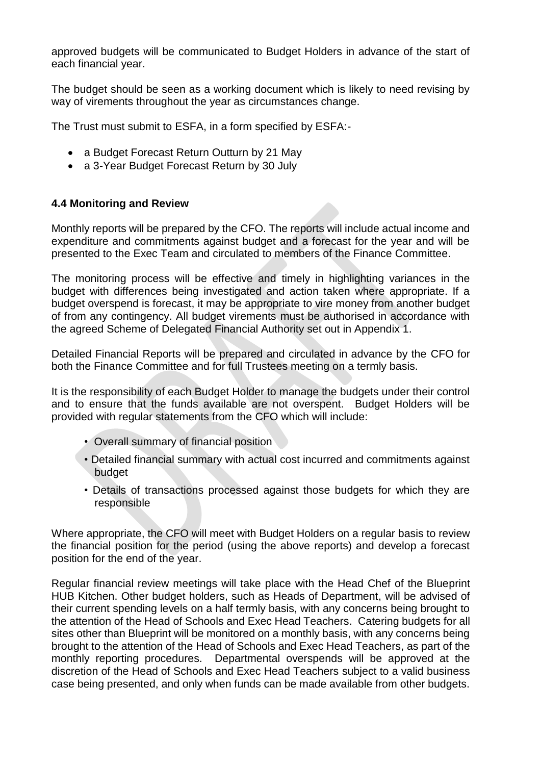approved budgets will be communicated to Budget Holders in advance of the start of each financial year.

The budget should be seen as a working document which is likely to need revising by way of virements throughout the year as circumstances change.

The Trust must submit to ESFA, in a form specified by ESFA:-

- a Budget Forecast Return Outturn by 21 May
- a 3-Year Budget Forecast Return by 30 July

### 4.4 Monitoring and Review

Monthly reports will be prepared by the CFO. The reports will include actual income and expenditure and commitments against budget and a forecast for the year and will be presented to the Exec Team and circulated to members of the Finance Committee.

The monitoring process will be effective and timely in highlighting variances in the budget with differences being investigated and action taken where appropriate. If a budget overspend is forecast, it may be appropriate to vire money from another budget of from any contingency. All budget virements must be authorised in accordance with the agreed Scheme of Delegated Financial Authority set out in Appendix 1.

Detailed Financial Reports will be prepared and circulated in advance by the CFO for both the Finance Committee and for full Trustees meeting on a termly basis.

It is the responsibility of each Budget Holder to manage the budgets under their control and to ensure that the funds available are not overspent. Budget Holders will be provided with regular statements from the CFO which will include:

- Overall summary of financial position
- Detailed financial summary with actual cost incurred and commitments against budget
- Details of transactions processed against those budgets for which they are responsible

Where appropriate, the CFO will meet with Budget Holders on a regular basis to review the financial position for the period (using the above reports) and develop a forecast position for the end of the year.

Regular financial review meetings will take place with the Head Chef of the Blueprint HUB Kitchen. Other budget holders, such as Heads of Department, will be advised of their current spending levels on a half termly basis, with any concerns being brought to the attention of the Head of Schools and Exec Head Teachers. Catering budgets for all sites other than Blueprint will be monitored on a monthly basis, with any concerns being brought to the attention of the Head of Schools and Exec Head Teachers, as part of the monthly reporting procedures. Departmental overspends will be approved at the discretion of the Head of Schools and Exec Head Teachers subject to a valid business case being presented, and only when funds can be made available from other budgets.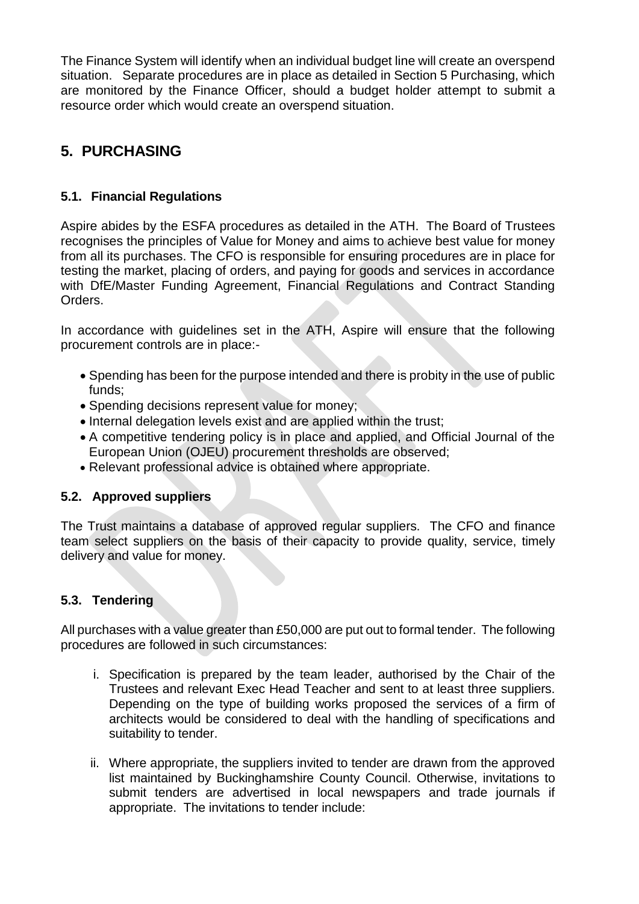The Finance System will identify when an individual budget line will create an overspend situation. Separate procedures are in place as detailed in Section 5 Purchasing, which are monitored by the Finance Officer, should a budget holder attempt to submit a resource order which would create an overspend situation.

## 5. PURCHASING

### 5.1. Financial Regulations

Aspire abides by the ESFA procedures as detailed in the ATH. The Board of Trustees recognises the principles of Value for Money and aims to achieve best value for money from all its purchases. The CFO is responsible for ensuring procedures are in place for testing the market, placing of orders, and paying for goods and services in accordance with DfE/Master Funding Agreement, Financial Regulations and Contract Standing Orders.

In accordance with guidelines set in the ATH, Aspire will ensure that the following procurement controls are in place:-

- Spending has been for the purpose intended and there is probity in the use of public funds;
- Spending decisions represent value for money;
- Internal delegation levels exist and are applied within the trust;
- A competitive tendering policy is in place and applied, and Official Journal of the European Union (OJEU) procurement thresholds are observed;
- Relevant professional advice is obtained where appropriate.

### 5.2. Approved suppliers

The Trust maintains a database of approved regular suppliers. The CFO and finance team select suppliers on the basis of their capacity to provide quality, service, timely delivery and value for money.

### 5.3. Tendering

All purchases with a value greater than £50,000 are put out to formal tender. The following procedures are followed in such circumstances:

i. Specification is prepared by the team leader, authorised by the Chair of the Trustees and relevant Exec Head Teacher and sent to at least three suppliers. Depending on the type of building works proposed the services of a firm of architects would be considered to deal with the handling of specifications and suitability to tender.

ii. Where appropriate, the suppliers invited to tender are drawn from the approved list maintained by Buckinghamshire County Council. Otherwise, invitations to submit tenders are advertised in local newspapers and trade journals if appropriate. The invitations to tender include: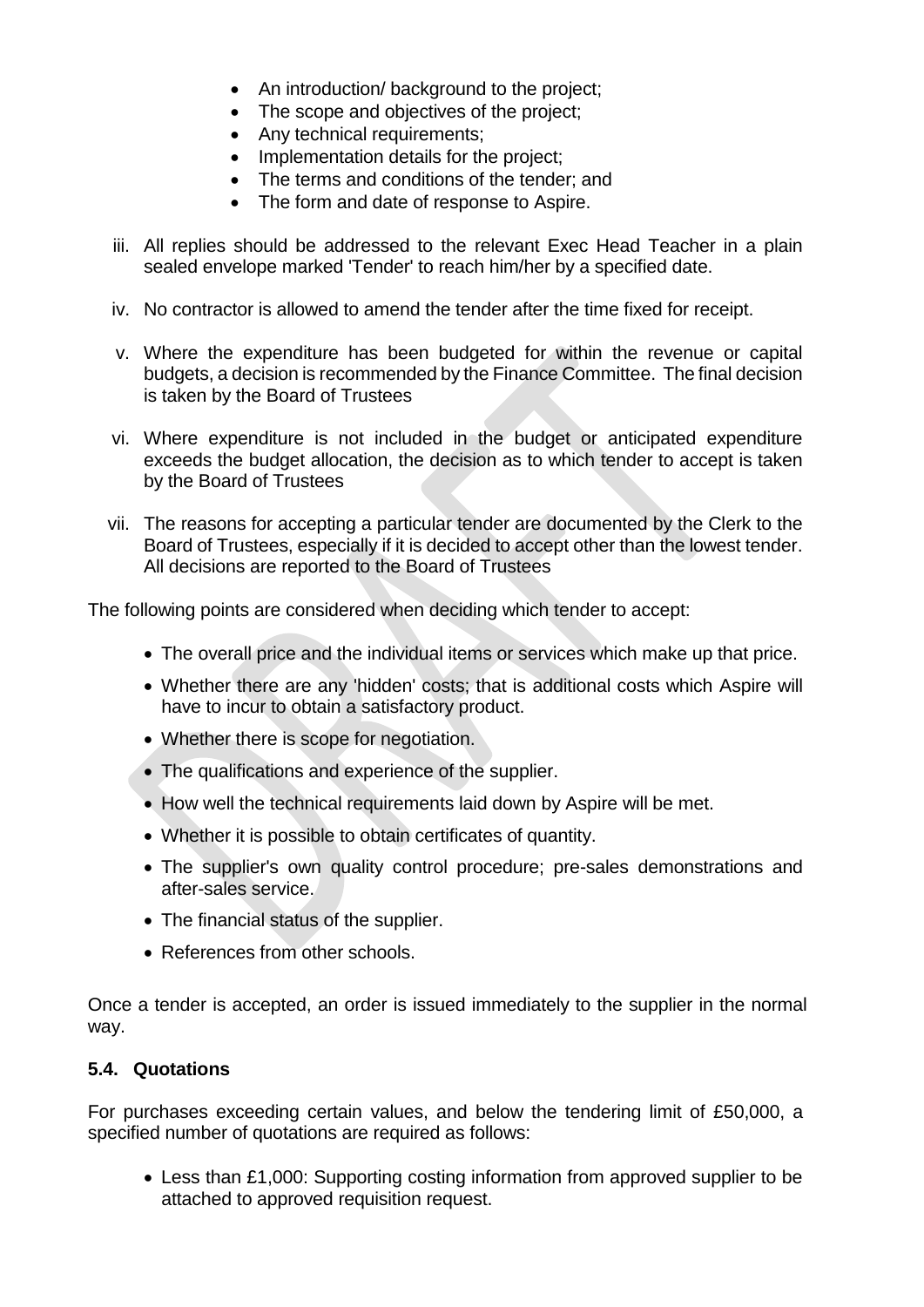- An introduction/ background to the project;
- The scope and objectives of the project;
- Any technical requirements;
- Implementation details for the project;
- The terms and conditions of the tender; and
- The form and date of response to Aspire.

iii. All replies should be addressed to the relevant Exec Head Teacher in a plain sealed envelope marked 'Tender' to reach him/her by a specified date.

iv. No contractor is allowed to amend the tender after the time fixed for receipt.

v. Where the expenditure has been budgeted for within the revenue or capital budgets, a decision is recommended by the Finance Committee. The final decision is taken by the Board of Trustees

vi. Where expenditure is not included in the budget or anticipated expenditure exceeds the budget allocation, the decision as to which tender to accept is taken by the Board of Trustees

vii. The reasons for accepting a particular tender are documented by the Clerk to the Board of Trustees, especially if it is decided to accept other than the lowest tender. All decisions are reported to the Board of Trustees

The following points are considered when deciding which tender to accept:

- The overall price and the individual items or services which make up that price.
- Whether there are any 'hidden' costs; that is additional costs which Aspire will have to incur to obtain a satisfactory product.
- Whether there is scope for negotiation.
- The qualifications and experience of the supplier.
- How well the technical requirements laid down by Aspire will be met.
- Whether it is possible to obtain certificates of quantity.
- The supplier's own quality control procedure; pre-sales demonstrations and after-sales service.
- The financial status of the supplier.
- References from other schools.

Once a tender is accepted, an order is issued immediately to the supplier in the normal way.

### 5.4. Quotations

For purchases exceeding certain values, and below the tendering limit of £50,000, a specified number of quotations are required as follows:

- Less than £1,000: Supporting costing information from approved supplier to be attached to approved requisition request.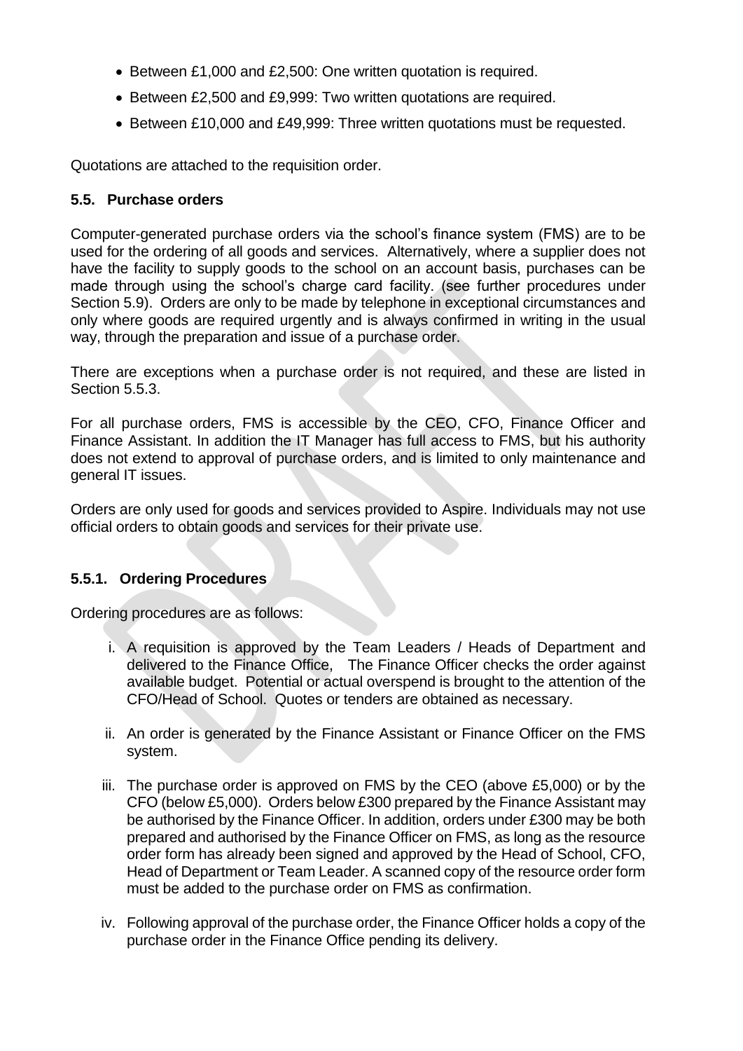- Between £1,000 and £2,500: One written quotation is required.
- Between £2,500 and £9,999: Two written quotations are required.
- Between £10,000 and £49,999: Three written quotations must be requested.

Quotations are attached to the requisition order.

### 5.5. Purchase orders

Computer-generated purchase orders via the school's finance system (FMS) are to be used for the ordering of all goods and services. Alternatively, where a supplier does not have the facility to supply goods to the school on an account basis, purchases can be made through using the school's charge card facility. (see further procedures under Section 5.9). Orders are only to be made by telephone in exceptional circumstances and only where goods are required urgently and is always confirmed in writing in the usual way, through the preparation and issue of a purchase order.

There are exceptions when a purchase order is not required, and these are listed in Section 5.5.3.

For all purchase orders, FMS is accessible by the CEO, CFO, Finance Officer and Finance Assistant. In addition the IT Manager has full access to FMS, but his authority does not extend to approval of purchase orders, and is limited to only maintenance and general IT issues.

Orders are only used for goods and services provided to Aspire. Individuals may not use official orders to obtain goods and services for their private use.

#### 5.5.1. Ordering Procedures

Ordering procedures are as follows:

i. A requisition is approved by the Team Leaders / Heads of Department and delivered to the Finance Office, The Finance Officer checks the order against available budget. Potential or actual overspend is brought to the attention of the CFO/Head of School. Quotes or tenders are obtained as necessary.

ii. An order is generated by the Finance Assistant or Finance Officer on the FMS system.

iii. The purchase order is approved on FMS by the CEO (above £5,000) or by the CFO (below £5,000). Orders below £300 prepared by the Finance Assistant may be authorised by the Finance Officer. In addition, orders under £300 may be both prepared and authorised by the Finance Officer on FMS, as long as the resource order form has already been signed and approved by the Head of School, CFO, Head of Department or Team Leader. A scanned copy of the resource order form must be added to the purchase order on FMS as confirmation.

iv. Following approval of the purchase order, the Finance Officer holds a copy of the purchase order in the Finance Office pending its delivery.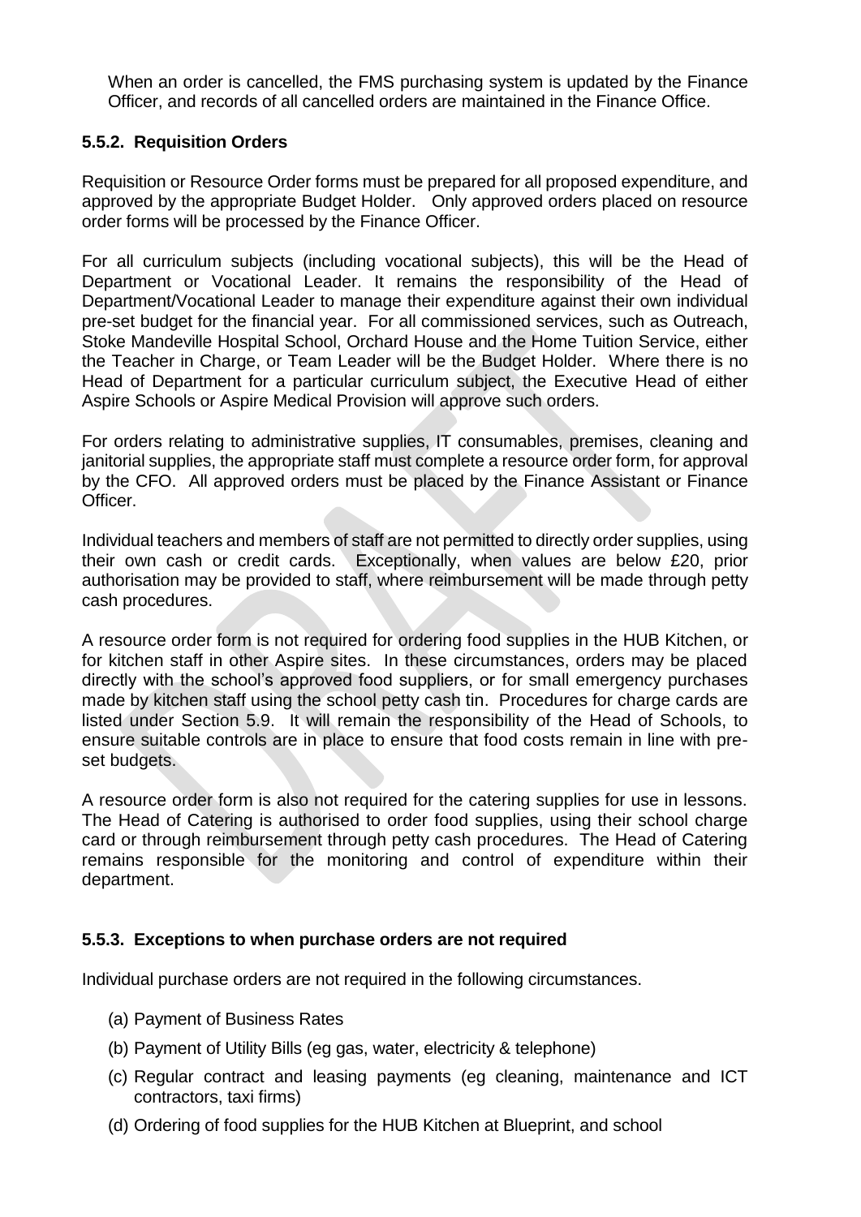When an order is cancelled, the FMS purchasing system is updated by the Finance Officer, and records of all cancelled orders are maintained in the Finance Office.

### 5.5.2. Requisition Orders

Requisition or Resource Order forms must be prepared for all proposed expenditure, and approved by the appropriate Budget Holder. Only approved orders placed on resource order forms will be processed by the Finance Officer.

For all curriculum subjects (including vocational subjects), this will be the Head of Department or Vocational Leader. It remains the responsibility of the Head of Department/Vocational Leader to manage their expenditure against their own individual pre-set budget for the financial year. For all commissioned services, such as Outreach, Stoke Mandeville Hospital School, Orchard House and the Home Tuition Service, either the Teacher in Charge, or Team Leader will be the Budget Holder. Where there is no Head of Department for a particular curriculum subject, the Executive Head of either Aspire Schools or Aspire Medical Provision will approve such orders.

For orders relating to administrative supplies, IT consumables, premises, cleaning and janitorial supplies, the appropriate staff must complete a resource order form, for approval by the CFO. All approved orders must be placed by the Finance Assistant or Finance Officer.

Individual teachers and members of staff are not permitted to directly order supplies, using their own cash or credit cards. Exceptionally, when values are below £20, prior authorisation may be provided to staff, where reimbursement will be made through petty cash procedures.

A resource order form is not required for ordering food supplies in the HUB Kitchen, or for kitchen staff in other Aspire sites. In these circumstances, orders may be placed directly with the school's approved food suppliers, or for small emergency purchases made by kitchen staff using the school petty cash tin. Procedures for charge cards are listed under Section 5.9. It will remain the responsibility of the Head of Schools, to ensure suitable controls are in place to ensure that food costs remain in line with pre-set budgets.

A resource order form is also not required for the catering supplies for use in lessons. The Head of Catering is authorised to order food supplies, using their school charge card or through reimbursement through petty cash procedures. The Head of Catering remains responsible for the monitoring and control of expenditure within their department.

### 5.5.3. Exceptions to when purchase orders are not required

Individual purchase orders are not required in the following circumstances.

(a) Payment of Business Rates

(b) Payment of Utility Bills (eg gas, water, electricity & telephone)

(c) Regular contract and leasing payments (eg cleaning, maintenance and ICT contractors, taxi firms)

(d) Ordering of food supplies for the HUB Kitchen at Blueprint, and school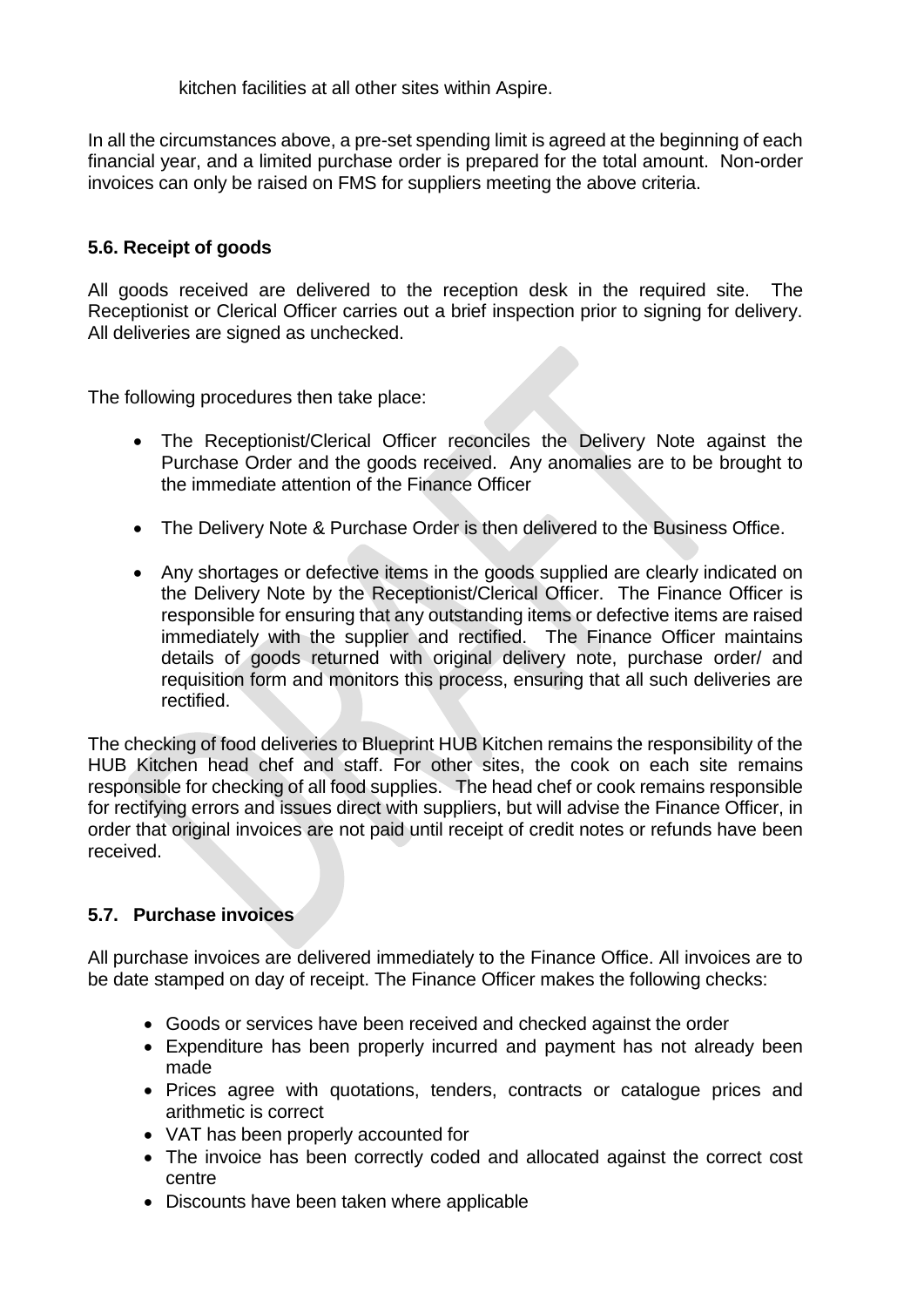kitchen facilities at all other sites within Aspire.

In all the circumstances above, a pre-set spending limit is agreed at the beginning of each financial year, and a limited purchase order is prepared for the total amount. Non-order invoices can only be raised on FMS for suppliers meeting the above criteria.

### 5.6. Receipt of goods

All goods received are delivered to the reception desk in the required site. The Receptionist or Clerical Officer carries out a brief inspection prior to signing for delivery. All deliveries are signed as unchecked.

The following procedures then take place:

- The Receptionist/Clerical Officer reconciles the Delivery Note against the Purchase Order and the goods received. Any anomalies are to be brought to the immediate attention of the Finance Officer
- The Delivery Note & Purchase Order is then delivered to the Business Office.
- Any shortages or defective items in the goods supplied are clearly indicated on the Delivery Note by the Receptionist/Clerical Officer. The Finance Officer is responsible for ensuring that any outstanding items or defective items are raised immediately with the supplier and rectified. The Finance Officer maintains details of goods returned with original delivery note, purchase order/ and requisition form and monitors this process, ensuring that all such deliveries are rectified.

The checking of food deliveries to Blueprint HUB Kitchen remains the responsibility of the HUB Kitchen head chef and staff. For other sites, the cook on each site remains responsible for checking of all food supplies. The head chef or cook remains responsible for rectifying errors and issues direct with suppliers, but will advise the Finance Officer, in order that original invoices are not paid until receipt of credit notes or refunds have been received.

### 5.7. Purchase invoices

All purchase invoices are delivered immediately to the Finance Office. All invoices are to be date stamped on day of receipt. The Finance Officer makes the following checks:

- Goods or services have been received and checked against the order
- Expenditure has been properly incurred and payment has not already been made
- Prices agree with quotations, tenders, contracts or catalogue prices and arithmetic is correct
- VAT has been properly accounted for
- The invoice has been correctly coded and allocated against the correct cost centre
- Discounts have been taken where applicable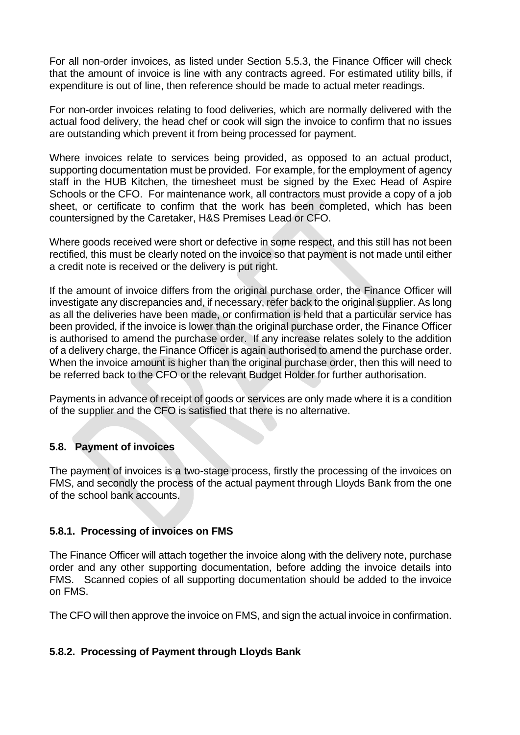For all non-order invoices, as listed under Section 5.5.3, the Finance Officer will check that the amount of invoice is line with any contracts agreed. For estimated utility bills, if expenditure is out of line, then reference should be made to actual meter readings.

For non-order invoices relating to food deliveries, which are normally delivered with the actual food delivery, the head chef or cook will sign the invoice to confirm that no issues are outstanding which prevent it from being processed for payment.

Where invoices relate to services being provided, as opposed to an actual product, supporting documentation must be provided. For example, for the employment of agency staff in the HUB Kitchen, the timesheet must be signed by the Exec Head of Aspire Schools or the CFO. For maintenance work, all contractors must provide a copy of a job sheet, or certificate to confirm that the work has been completed, which has been countersigned by the Caretaker, H&S Premises Lead or CFO.

Where goods received were short or defective in some respect, and this still has not been rectified, this must be clearly noted on the invoice so that payment is not made until either a credit note is received or the delivery is put right.

If the amount of invoice differs from the original purchase order, the Finance Officer will investigate any discrepancies and, if necessary, refer back to the original supplier. As long as all the deliveries have been made, or confirmation is held that a particular service has been provided, if the invoice is lower than the original purchase order, the Finance Officer is authorised to amend the purchase order. If any increase relates solely to the addition of a delivery charge, the Finance Officer is again authorised to amend the purchase order. When the invoice amount is higher than the original purchase order, then this will need to be referred back to the CFO or the relevant Budget Holder for further authorisation.

Payments in advance of receipt of goods or services are only made where it is a condition of the supplier and the CFO is satisfied that there is no alternative.

### 5.8. Payment of invoices

The payment of invoices is a two-stage process, firstly the processing of the invoices on FMS, and secondly the process of the actual payment through Lloyds Bank from the one of the school bank accounts.

#### 5.8.1. Processing of invoices on FMS

The Finance Officer will attach together the invoice along with the delivery note, purchase order and any other supporting documentation, before adding the invoice details into FMS. Scanned copies of all supporting documentation should be added to the invoice on FMS.

The CFO will then approve the invoice on FMS, and sign the actual invoice in confirmation.

#### 5.8.2. Processing of Payment through Lloyds Bank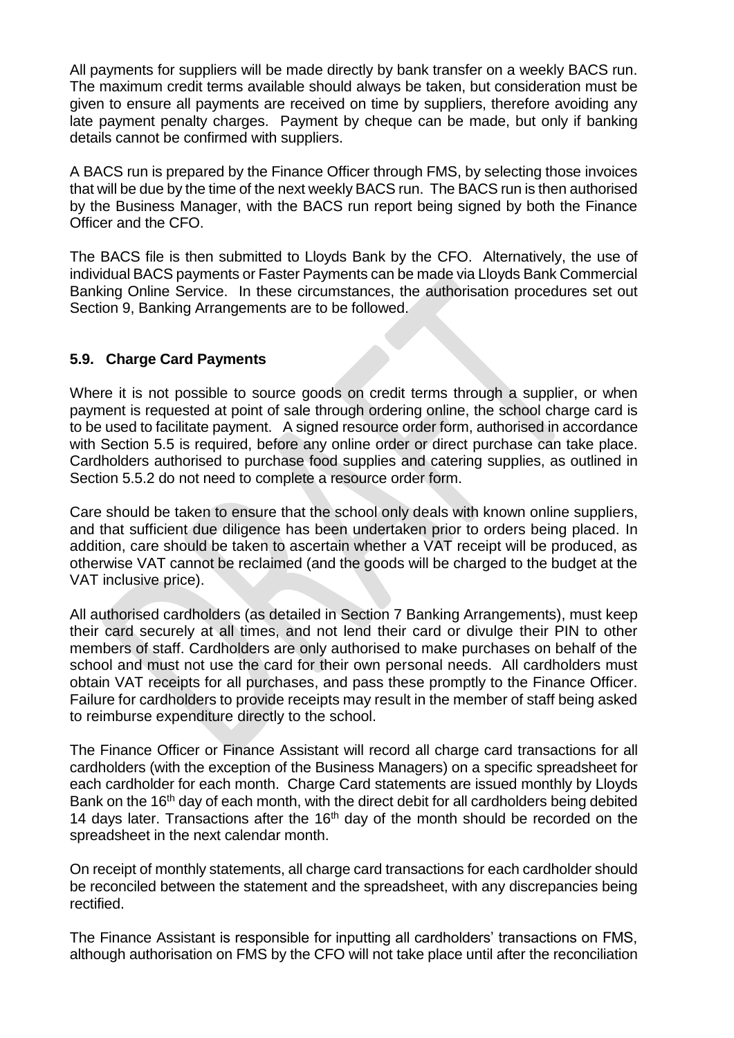All payments for suppliers will be made directly by bank transfer on a weekly BACS run. The maximum credit terms available should always be taken, but consideration must be given to ensure all payments are received on time by suppliers, therefore avoiding any late payment penalty charges. Payment by cheque can be made, but only if banking details cannot be confirmed with suppliers.

A BACS run is prepared by the Finance Officer through FMS, by selecting those invoices that will be due by the time of the next weekly BACS run. The BACS run is then authorised by the Business Manager, with the BACS run report being signed by both the Finance Officer and the CFO.

The BACS file is then submitted to Lloyds Bank by the CFO. Alternatively, the use of individual BACS payments or Faster Payments can be made via Lloyds Bank Commercial Banking Online Service. In these circumstances, the authorisation procedures set out Section 9, Banking Arrangements are to be followed.

### 5.9. Charge Card Payments

Where it is not possible to source goods on credit terms through a supplier, or when payment is requested at point of sale through ordering online, the school charge card is to be used to facilitate payment. A signed resource order form, authorised in accordance with Section 5.5 is required, before any online order or direct purchase can take place. Cardholders authorised to purchase food supplies and catering supplies, as outlined in Section 5.5.2 do not need to complete a resource order form.

Care should be taken to ensure that the school only deals with known online suppliers, and that sufficient due diligence has been undertaken prior to orders being placed. In addition, care should be taken to ascertain whether a VAT receipt will be produced, as otherwise VAT cannot be reclaimed (and the goods will be charged to the budget at the VAT inclusive price).

All authorised cardholders (as detailed in Section 7 Banking Arrangements), must keep their card securely at all times, and not lend their card or divulge their PIN to other members of staff. Cardholders are only authorised to make purchases on behalf of the school and must not use the card for their own personal needs. All cardholders must obtain VAT receipts for all purchases, and pass these promptly to the Finance Officer. Failure for cardholders to provide receipts may result in the member of staff being asked to reimburse expenditure directly to the school.

The Finance Officer or Finance Assistant will record all charge card transactions for all cardholders (with the exception of the Business Managers) on a specific spreadsheet for each cardholder for each month. Charge Card statements are issued monthly by Lloyds Bank on the 16th day of each month, with the direct debit for all cardholders being debited 14 days later. Transactions after the 16th day of the month should be recorded on the spreadsheet in the next calendar month.

On receipt of monthly statements, all charge card transactions for each cardholder should be reconciled between the statement and the spreadsheet, with any discrepancies being rectified.

The Finance Assistant is responsible for inputting all cardholders' transactions on FMS, although authorisation on FMS by the CFO will not take place until after the reconciliation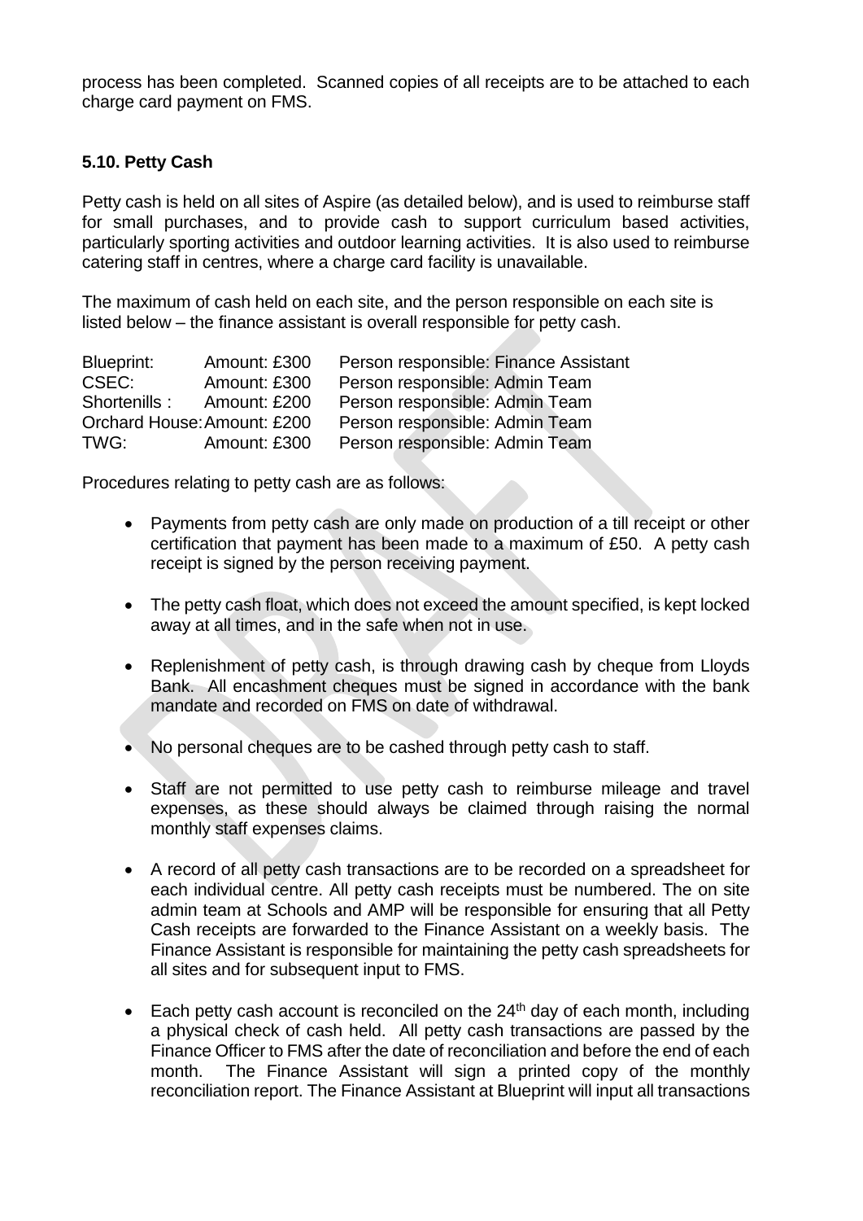process has been completed. Scanned copies of all receipts are to be attached to each charge card payment on FMS.

### 5.10. Petty Cash

Petty cash is held on all sites of Aspire (as detailed below), and is used to reimburse staff for small purchases, and to provide cash to support curriculum based activities, particularly sporting activities and outdoor learning activities. It is also used to reimburse catering staff in centres, where a charge card facility is unavailable.

The maximum of cash held on each site, and the person responsible on each site is listed below – the finance assistant is overall responsible for petty cash.

| | | |
|---|---|---|
| Blueprint: | Amount: £300 | Person responsible: Finance Assistant |
| CSEC: | Amount: £300 | Person responsible: Admin Team |
| Shortenills : | Amount: £200 | Person responsible: Admin Team |
| Orchard House: | Amount: £200 | Person responsible: Admin Team |
| TWG: | Amount: £300 | Person responsible: Admin Team |

Procedures relating to petty cash are as follows:

- Payments from petty cash are only made on production of a till receipt or other certification that payment has been made to a maximum of £50. A petty cash receipt is signed by the person receiving payment.
- The petty cash float, which does not exceed the amount specified, is kept locked away at all times, and in the safe when not in use.
- Replenishment of petty cash, is through drawing cash by cheque from Lloyds Bank. All encashment cheques must be signed in accordance with the bank mandate and recorded on FMS on date of withdrawal.
- No personal cheques are to be cashed through petty cash to staff.
- Staff are not permitted to use petty cash to reimburse mileage and travel expenses, as these should always be claimed through raising the normal monthly staff expenses claims.
- A record of all petty cash transactions are to be recorded on a spreadsheet for each individual centre. All petty cash receipts must be numbered. The on site admin team at Schools and AMP will be responsible for ensuring that all Petty Cash receipts are forwarded to the Finance Assistant on a weekly basis. The Finance Assistant is responsible for maintaining the petty cash spreadsheets for all sites and for subsequent input to FMS.
- Each petty cash account is reconciled on the 24th day of each month, including a physical check of cash held. All petty cash transactions are passed by the Finance Officer to FMS after the date of reconciliation and before the end of each month. The Finance Assistant will sign a printed copy of the monthly reconciliation report. The Finance Assistant at Blueprint will input all transactions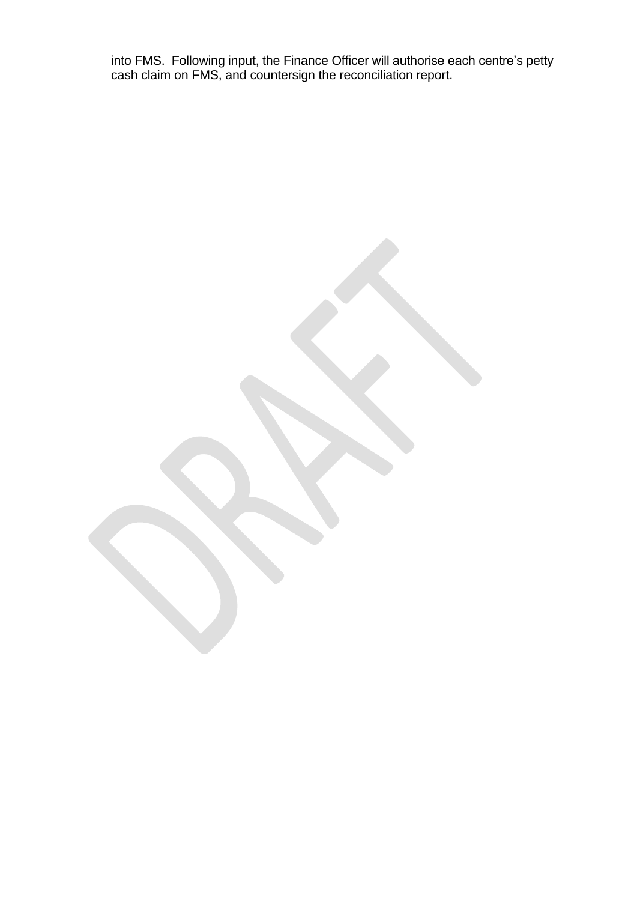into FMS. Following input, the Finance Officer will authorise each centre's petty cash claim on FMS, and countersign the reconciliation report.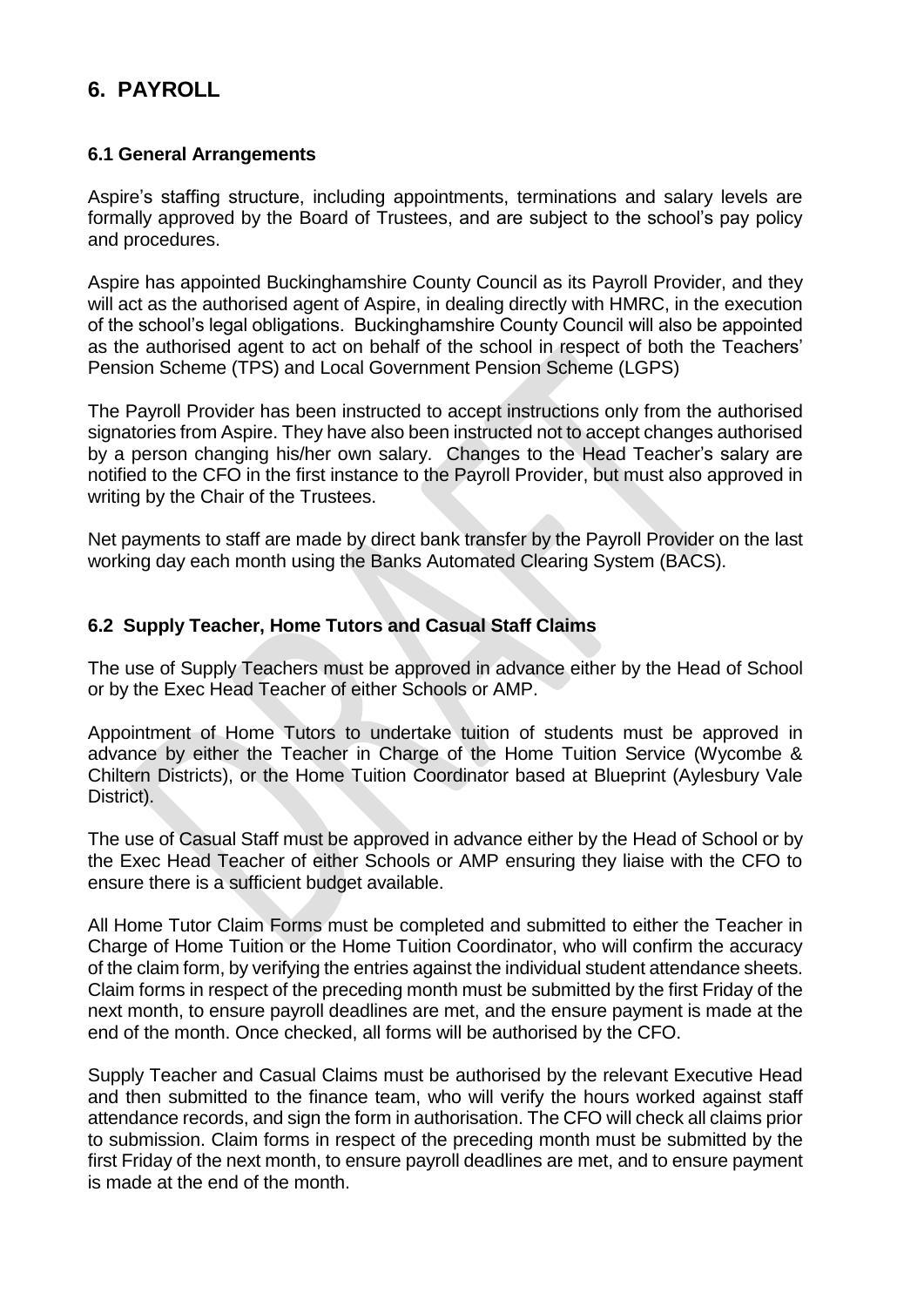# 6. PAYROLL

### 6.1 General Arrangements

Aspire's staffing structure, including appointments, terminations and salary levels are formally approved by the Board of Trustees, and are subject to the school's pay policy and procedures.

Aspire has appointed Buckinghamshire County Council as its Payroll Provider, and they will act as the authorised agent of Aspire, in dealing directly with HMRC, in the execution of the school's legal obligations. Buckinghamshire County Council will also be appointed as the authorised agent to act on behalf of the school in respect of both the Teachers' Pension Scheme (TPS) and Local Government Pension Scheme (LGPS)

The Payroll Provider has been instructed to accept instructions only from the authorised signatories from Aspire. They have also been instructed not to accept changes authorised by a person changing his/her own salary. Changes to the Head Teacher's salary are notified to the CFO in the first instance to the Payroll Provider, but must also approved in writing by the Chair of the Trustees.

Net payments to staff are made by direct bank transfer by the Payroll Provider on the last working day each month using the Banks Automated Clearing System (BACS).

### 6.2 Supply Teacher, Home Tutors and Casual Staff Claims

The use of Supply Teachers must be approved in advance either by the Head of School or by the Exec Head Teacher of either Schools or AMP.

Appointment of Home Tutors to undertake tuition of students must be approved in advance by either the Teacher in Charge of the Home Tuition Service (Wycombe & Chiltern Districts), or the Home Tuition Coordinator based at Blueprint (Aylesbury Vale District).

The use of Casual Staff must be approved in advance either by the Head of School or by the Exec Head Teacher of either Schools or AMP ensuring they liaise with the CFO to ensure there is a sufficient budget available.

All Home Tutor Claim Forms must be completed and submitted to either the Teacher in Charge of Home Tuition or the Home Tuition Coordinator, who will confirm the accuracy of the claim form, by verifying the entries against the individual student attendance sheets. Claim forms in respect of the preceding month must be submitted by the first Friday of the next month, to ensure payroll deadlines are met, and the ensure payment is made at the end of the month. Once checked, all forms will be authorised by the CFO.

Supply Teacher and Casual Claims must be authorised by the relevant Executive Head and then submitted to the finance team, who will verify the hours worked against staff attendance records, and sign the form in authorisation. The CFO will check all claims prior to submission. Claim forms in respect of the preceding month must be submitted by the first Friday of the next month, to ensure payroll deadlines are met, and to ensure payment is made at the end of the month.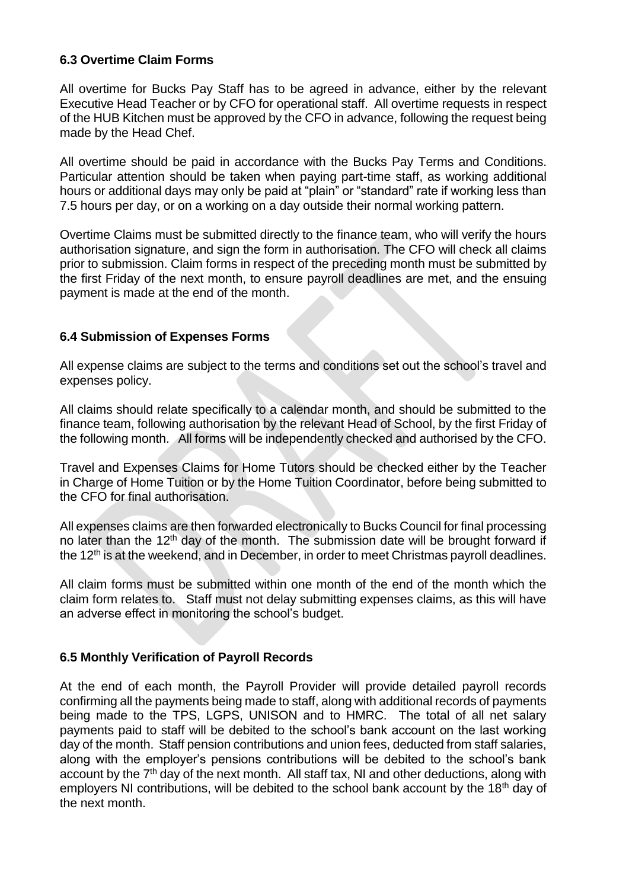### 6.3 Overtime Claim Forms

All overtime for Bucks Pay Staff has to be agreed in advance, either by the relevant Executive Head Teacher or by CFO for operational staff. All overtime requests in respect of the HUB Kitchen must be approved by the CFO in advance, following the request being made by the Head Chef.

All overtime should be paid in accordance with the Bucks Pay Terms and Conditions. Particular attention should be taken when paying part-time staff, as working additional hours or additional days may only be paid at "plain" or "standard" rate if working less than 7.5 hours per day, or on a working on a day outside their normal working pattern.

Overtime Claims must be submitted directly to the finance team, who will verify the hours authorisation signature, and sign the form in authorisation. The CFO will check all claims prior to submission. Claim forms in respect of the preceding month must be submitted by the first Friday of the next month, to ensure payroll deadlines are met, and the ensuing payment is made at the end of the month.

### 6.4 Submission of Expenses Forms

All expense claims are subject to the terms and conditions set out the school's travel and expenses policy.

All claims should relate specifically to a calendar month, and should be submitted to the finance team, following authorisation by the relevant Head of School, by the first Friday of the following month. All forms will be independently checked and authorised by the CFO.

Travel and Expenses Claims for Home Tutors should be checked either by the Teacher in Charge of Home Tuition or by the Home Tuition Coordinator, before being submitted to the CFO for final authorisation.

All expenses claims are then forwarded electronically to Bucks Council for final processing no later than the 12th day of the month. The submission date will be brought forward if the 12th is at the weekend, and in December, in order to meet Christmas payroll deadlines.

All claim forms must be submitted within one month of the end of the month which the claim form relates to. Staff must not delay submitting expenses claims, as this will have an adverse effect in monitoring the school's budget.

### 6.5 Monthly Verification of Payroll Records

At the end of each month, the Payroll Provider will provide detailed payroll records confirming all the payments being made to staff, along with additional records of payments being made to the TPS, LGPS, UNISON and to HMRC. The total of all net salary payments paid to staff will be debited to the school's bank account on the last working day of the month. Staff pension contributions and union fees, deducted from staff salaries, along with the employer's pensions contributions will be debited to the school's bank account by the 7th day of the next month. All staff tax, NI and other deductions, along with employers NI contributions, will be debited to the school bank account by the 18th day of the next month.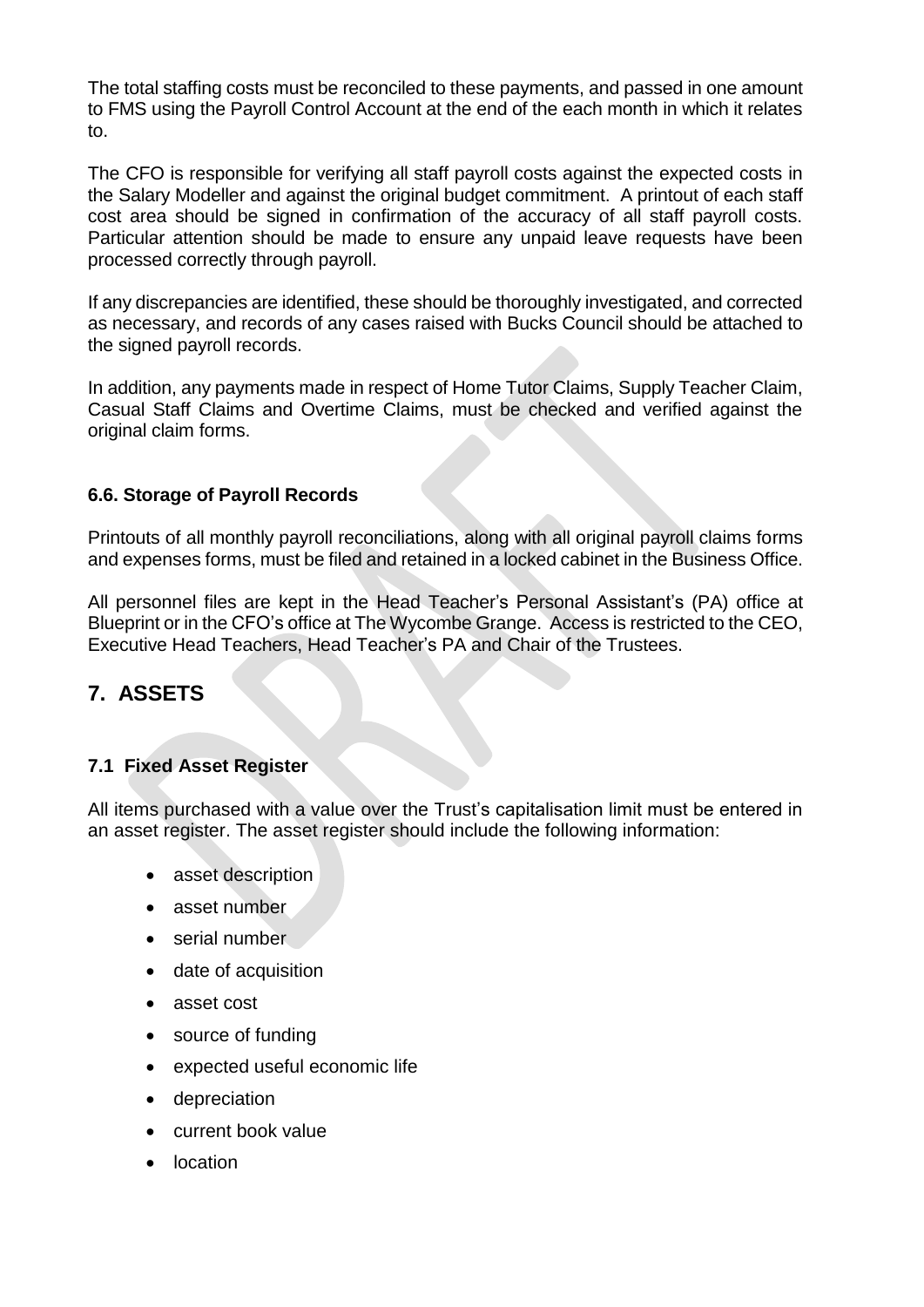The total staffing costs must be reconciled to these payments, and passed in one amount to FMS using the Payroll Control Account at the end of the each month in which it relates to.

The CFO is responsible for verifying all staff payroll costs against the expected costs in the Salary Modeller and against the original budget commitment. A printout of each staff cost area should be signed in confirmation of the accuracy of all staff payroll costs. Particular attention should be made to ensure any unpaid leave requests have been processed correctly through payroll.

If any discrepancies are identified, these should be thoroughly investigated, and corrected as necessary, and records of any cases raised with Bucks Council should be attached to the signed payroll records.

In addition, any payments made in respect of Home Tutor Claims, Supply Teacher Claim, Casual Staff Claims and Overtime Claims, must be checked and verified against the original claim forms.

### 6.6. Storage of Payroll Records

Printouts of all monthly payroll reconciliations, along with all original payroll claims forms and expenses forms, must be filed and retained in a locked cabinet in the Business Office.

All personnel files are kept in the Head Teacher's Personal Assistant's (PA) office at Blueprint or in the CFO's office at The Wycombe Grange. Access is restricted to the CEO, Executive Head Teachers, Head Teacher's PA and Chair of the Trustees.

## 7. ASSETS

### 7.1 Fixed Asset Register

All items purchased with a value over the Trust's capitalisation limit must be entered in an asset register. The asset register should include the following information:

- asset description
- asset number
- serial number
- date of acquisition
- asset cost
- source of funding
- expected useful economic life
- depreciation
- current book value
- location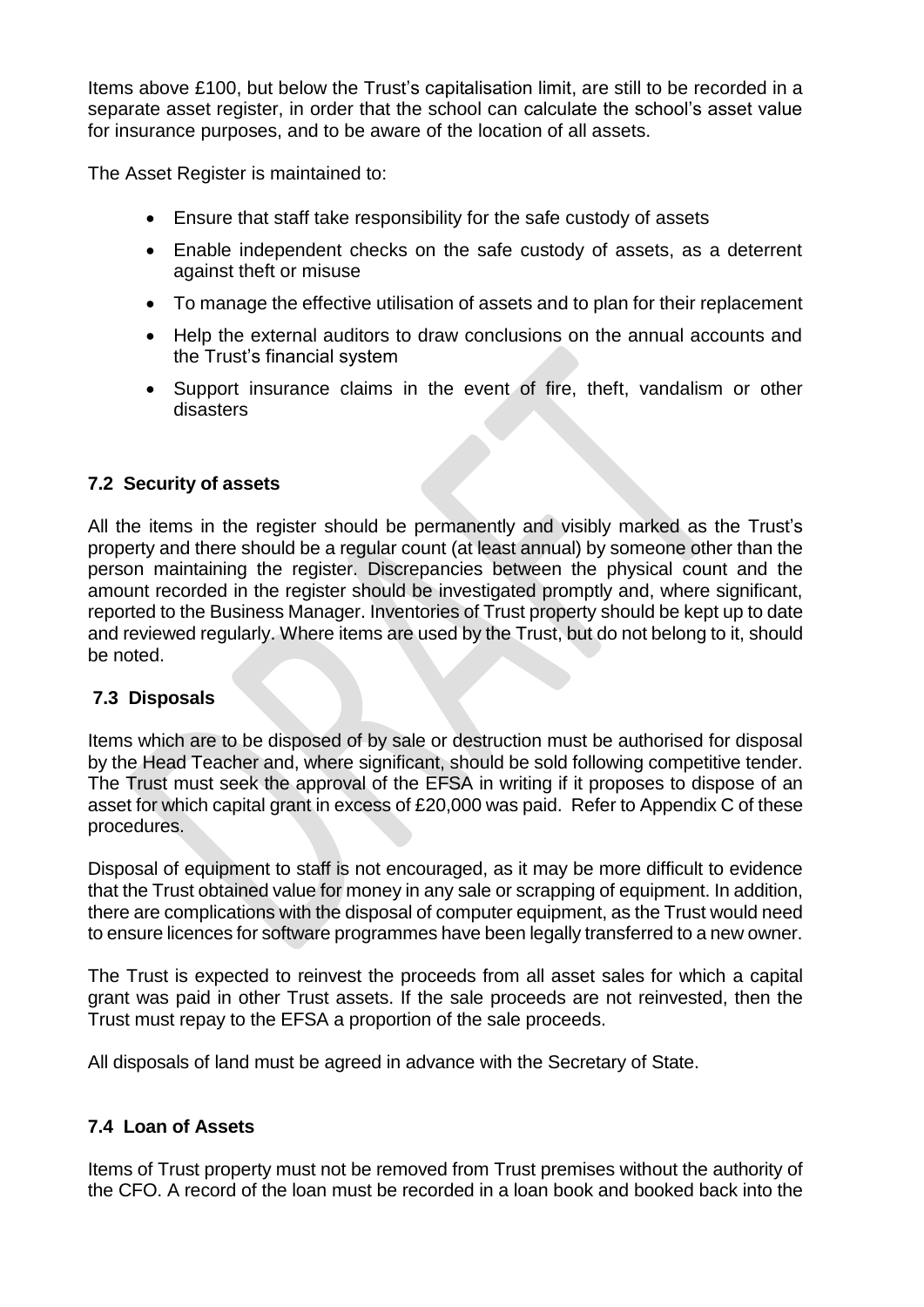Items above £100, but below the Trust's capitalisation limit, are still to be recorded in a separate asset register, in order that the school can calculate the school's asset value for insurance purposes, and to be aware of the location of all assets.

The Asset Register is maintained to:

- Ensure that staff take responsibility for the safe custody of assets
- Enable independent checks on the safe custody of assets, as a deterrent against theft or misuse
- To manage the effective utilisation of assets and to plan for their replacement
- Help the external auditors to draw conclusions on the annual accounts and the Trust's financial system
- Support insurance claims in the event of fire, theft, vandalism or other disasters

### 7.2 Security of assets

All the items in the register should be permanently and visibly marked as the Trust's property and there should be a regular count (at least annual) by someone other than the person maintaining the register. Discrepancies between the physical count and the amount recorded in the register should be investigated promptly and, where significant, reported to the Business Manager. Inventories of Trust property should be kept up to date and reviewed regularly. Where items are used by the Trust, but do not belong to it, should be noted.

### 7.3 Disposals

Items which are to be disposed of by sale or destruction must be authorised for disposal by the Head Teacher and, where significant, should be sold following competitive tender. The Trust must seek the approval of the EFSA in writing if it proposes to dispose of an asset for which capital grant in excess of £20,000 was paid. Refer to Appendix C of these procedures.

Disposal of equipment to staff is not encouraged, as it may be more difficult to evidence that the Trust obtained value for money in any sale or scrapping of equipment. In addition, there are complications with the disposal of computer equipment, as the Trust would need to ensure licences for software programmes have been legally transferred to a new owner.

The Trust is expected to reinvest the proceeds from all asset sales for which a capital grant was paid in other Trust assets. If the sale proceeds are not reinvested, then the Trust must repay to the EFSA a proportion of the sale proceeds.

All disposals of land must be agreed in advance with the Secretary of State.

### 7.4 Loan of Assets

Items of Trust property must not be removed from Trust premises without the authority of the CFO. A record of the loan must be recorded in a loan book and booked back into the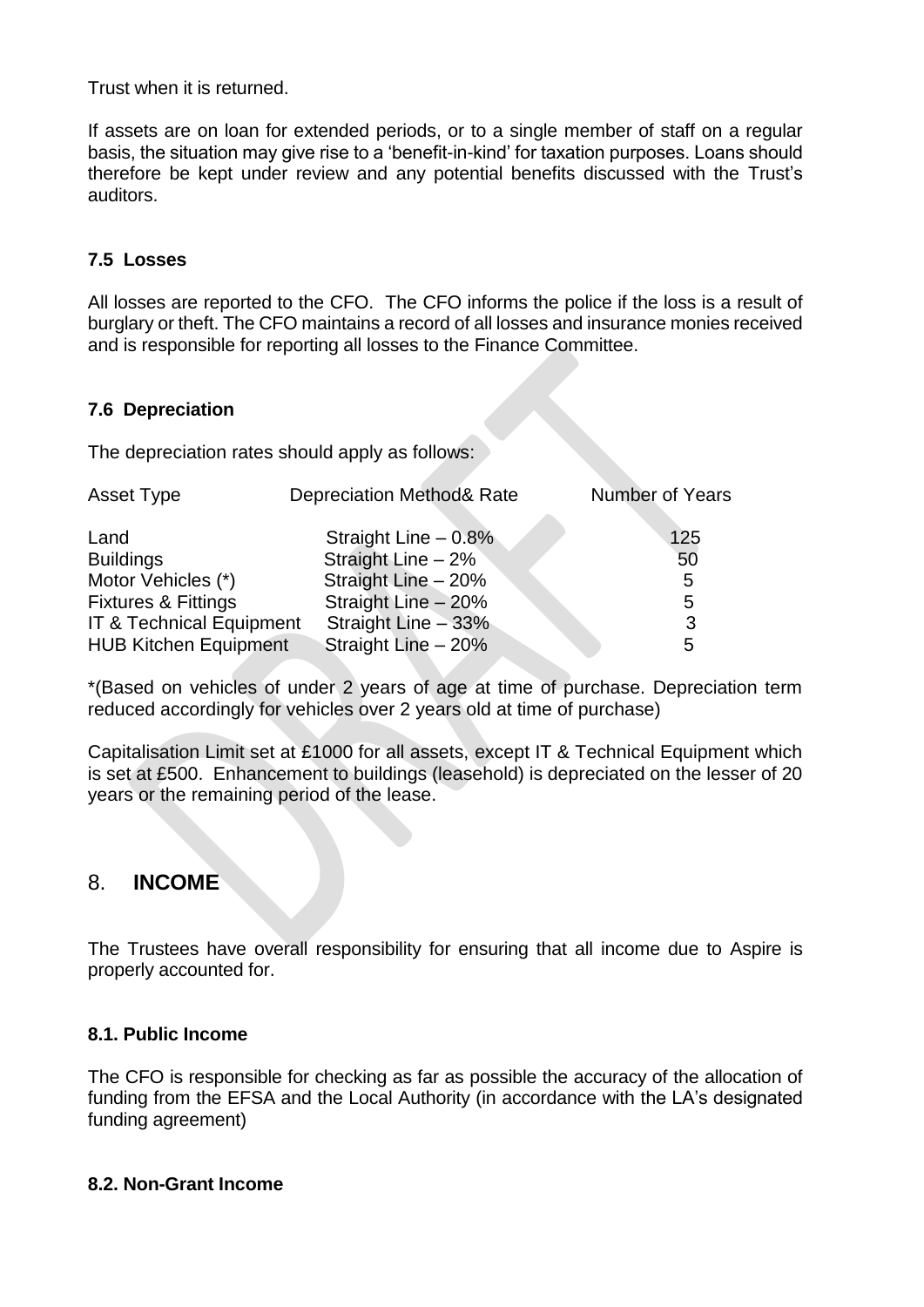Trust when it is returned.

If assets are on loan for extended periods, or to a single member of staff on a regular basis, the situation may give rise to a 'benefit-in-kind' for taxation purposes. Loans should therefore be kept under review and any potential benefits discussed with the Trust's auditors.

### 7.5 Losses

All losses are reported to the CFO. The CFO informs the police if the loss is a result of burglary or theft. The CFO maintains a record of all losses and insurance monies received and is responsible for reporting all losses to the Finance Committee.

### 7.6 Depreciation

The depreciation rates should apply as follows:

| Asset Type | Depreciation Method& Rate | Number of Years |
| --- | --- | --- |
| Land | Straight Line – 0.8% | 125 |
| Buildings | Straight Line – 2% | 50 |
| Motor Vehicles (*) | Straight Line – 20% | 5 |
| Fixtures & Fittings | Straight Line – 20% | 5 |
| IT & Technical Equipment | Straight Line – 33% | 3 |
| HUB Kitchen Equipment | Straight Line – 20% | 5 |

*(Based on vehicles of under 2 years of age at time of purchase. Depreciation term reduced accordingly for vehicles over 2 years old at time of purchase)

Capitalisation Limit set at £1000 for all assets, except IT & Technical Equipment which is set at £500. Enhancement to buildings (leasehold) is depreciated on the lesser of 20 years or the remaining period of the lease.

## 8. INCOME

The Trustees have overall responsibility for ensuring that all income due to Aspire is properly accounted for.

### 8.1. Public Income

The CFO is responsible for checking as far as possible the accuracy of the allocation of funding from the EFSA and the Local Authority (in accordance with the LA's designated funding agreement)

### 8.2. Non-Grant Income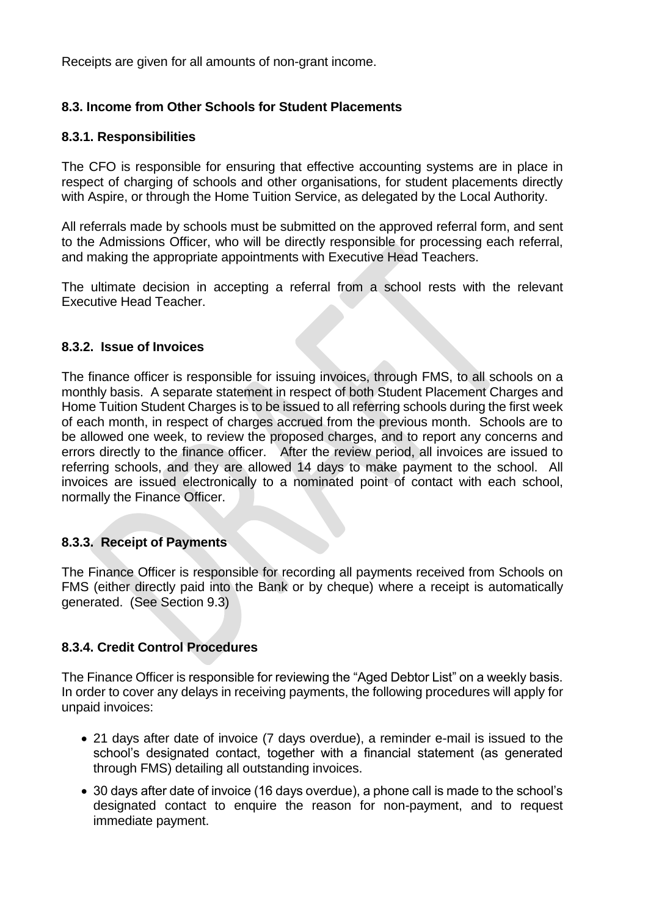Receipts are given for all amounts of non-grant income.

### 8.3. Income from Other Schools for Student Placements

#### 8.3.1. Responsibilities

The CFO is responsible for ensuring that effective accounting systems are in place in respect of charging of schools and other organisations, for student placements directly with Aspire, or through the Home Tuition Service, as delegated by the Local Authority.

All referrals made by schools must be submitted on the approved referral form, and sent to the Admissions Officer, who will be directly responsible for processing each referral, and making the appropriate appointments with Executive Head Teachers.

The ultimate decision in accepting a referral from a school rests with the relevant Executive Head Teacher.

#### 8.3.2. Issue of Invoices

The finance officer is responsible for issuing invoices, through FMS, to all schools on a monthly basis. A separate statement in respect of both Student Placement Charges and Home Tuition Student Charges is to be issued to all referring schools during the first week of each month, in respect of charges accrued from the previous month. Schools are to be allowed one week, to review the proposed charges, and to report any concerns and errors directly to the finance officer. After the review period, all invoices are issued to referring schools, and they are allowed 14 days to make payment to the school. All invoices are issued electronically to a nominated point of contact with each school, normally the Finance Officer.

#### 8.3.3. Receipt of Payments

The Finance Officer is responsible for recording all payments received from Schools on FMS (either directly paid into the Bank or by cheque) where a receipt is automatically generated. (See Section 9.3)

#### 8.3.4. Credit Control Procedures

The Finance Officer is responsible for reviewing the "Aged Debtor List" on a weekly basis. In order to cover any delays in receiving payments, the following procedures will apply for unpaid invoices:

- 21 days after date of invoice (7 days overdue), a reminder e-mail is issued to the school's designated contact, together with a financial statement (as generated through FMS) detailing all outstanding invoices.
- 30 days after date of invoice (16 days overdue), a phone call is made to the school's designated contact to enquire the reason for non-payment, and to request immediate payment.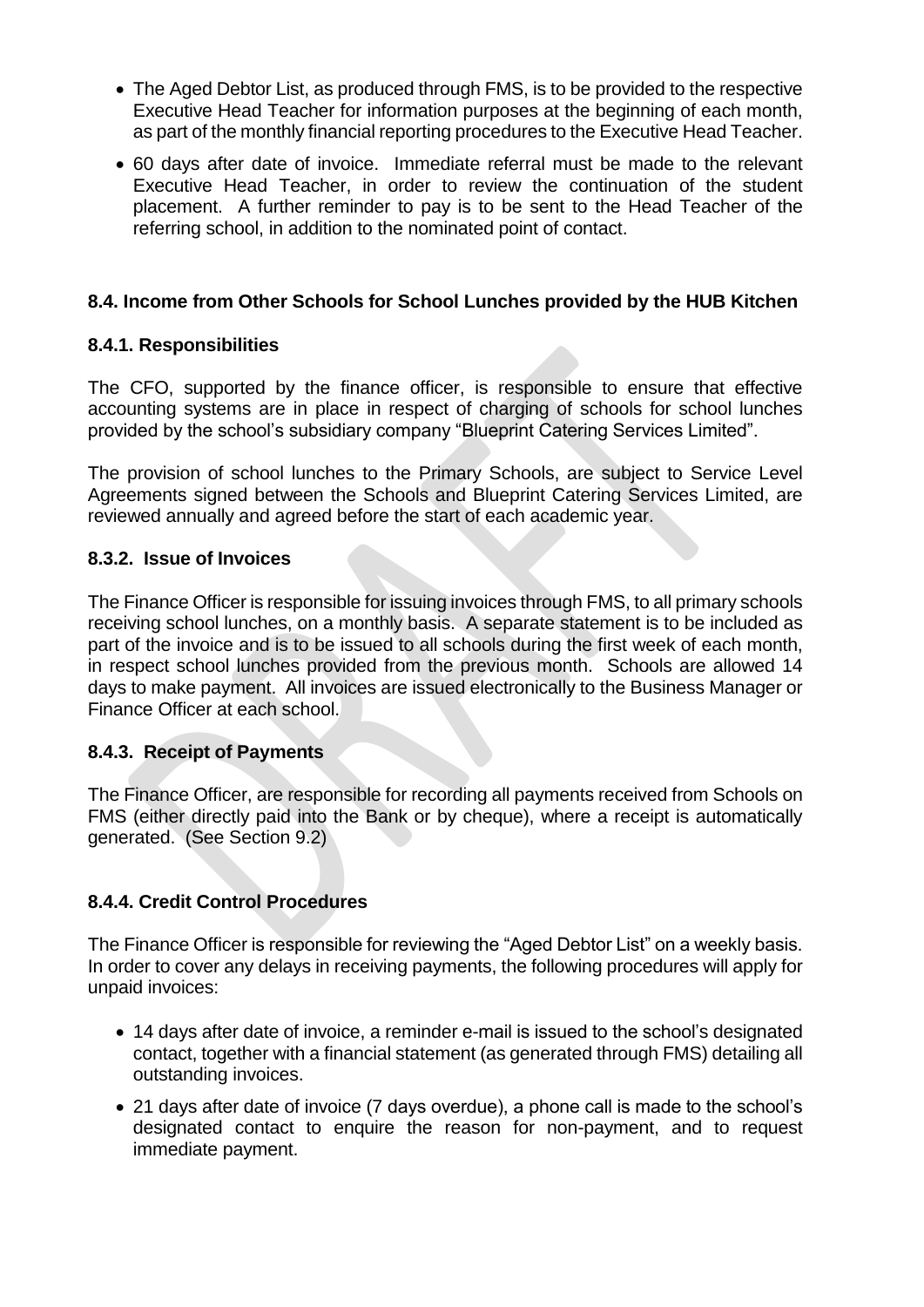- The Aged Debtor List, as produced through FMS, is to be provided to the respective Executive Head Teacher for information purposes at the beginning of each month, as part of the monthly financial reporting procedures to the Executive Head Teacher.
- 60 days after date of invoice. Immediate referral must be made to the relevant Executive Head Teacher, in order to review the continuation of the student placement. A further reminder to pay is to be sent to the Head Teacher of the referring school, in addition to the nominated point of contact.

### 8.4. Income from Other Schools for School Lunches provided by the HUB Kitchen

#### 8.4.1. Responsibilities

The CFO, supported by the finance officer, is responsible to ensure that effective accounting systems are in place in respect of charging of schools for school lunches provided by the school's subsidiary company "Blueprint Catering Services Limited".

The provision of school lunches to the Primary Schools, are subject to Service Level Agreements signed between the Schools and Blueprint Catering Services Limited, are reviewed annually and agreed before the start of each academic year.

#### 8.3.2. Issue of Invoices

The Finance Officer is responsible for issuing invoices through FMS, to all primary schools receiving school lunches, on a monthly basis. A separate statement is to be included as part of the invoice and is to be issued to all schools during the first week of each month, in respect school lunches provided from the previous month. Schools are allowed 14 days to make payment. All invoices are issued electronically to the Business Manager or Finance Officer at each school.

#### 8.4.3. Receipt of Payments

The Finance Officer, are responsible for recording all payments received from Schools on FMS (either directly paid into the Bank or by cheque), where a receipt is automatically generated. (See Section 9.2)

#### 8.4.4. Credit Control Procedures

The Finance Officer is responsible for reviewing the "Aged Debtor List" on a weekly basis. In order to cover any delays in receiving payments, the following procedures will apply for unpaid invoices:

- 14 days after date of invoice, a reminder e-mail is issued to the school's designated contact, together with a financial statement (as generated through FMS) detailing all outstanding invoices.
- 21 days after date of invoice (7 days overdue), a phone call is made to the school's designated contact to enquire the reason for non-payment, and to request immediate payment.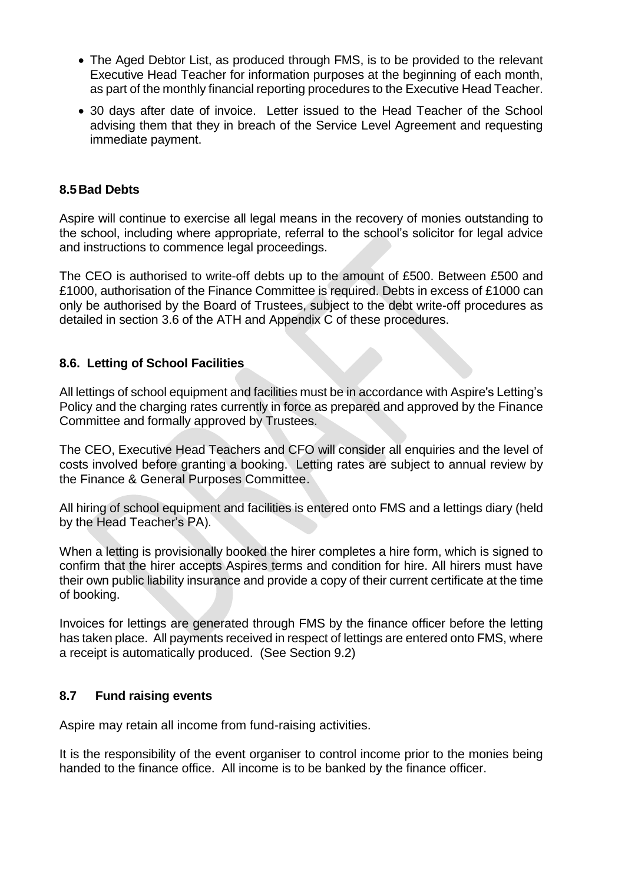- The Aged Debtor List, as produced through FMS, is to be provided to the relevant Executive Head Teacher for information purposes at the beginning of each month, as part of the monthly financial reporting procedures to the Executive Head Teacher.
- 30 days after date of invoice. Letter issued to the Head Teacher of the School advising them that they in breach of the Service Level Agreement and requesting immediate payment.

### 8.5 Bad Debts

Aspire will continue to exercise all legal means in the recovery of monies outstanding to the school, including where appropriate, referral to the school's solicitor for legal advice and instructions to commence legal proceedings.

The CEO is authorised to write-off debts up to the amount of £500. Between £500 and £1000, authorisation of the Finance Committee is required. Debts in excess of £1000 can only be authorised by the Board of Trustees, subject to the debt write-off procedures as detailed in section 3.6 of the ATH and Appendix C of these procedures.

### 8.6. Letting of School Facilities

All lettings of school equipment and facilities must be in accordance with Aspire's Letting's Policy and the charging rates currently in force as prepared and approved by the Finance Committee and formally approved by Trustees.

The CEO, Executive Head Teachers and CFO will consider all enquiries and the level of costs involved before granting a booking. Letting rates are subject to annual review by the Finance & General Purposes Committee.

All hiring of school equipment and facilities is entered onto FMS and a lettings diary (held by the Head Teacher's PA).

When a letting is provisionally booked the hirer completes a hire form, which is signed to confirm that the hirer accepts Aspires terms and condition for hire. All hirers must have their own public liability insurance and provide a copy of their current certificate at the time of booking.

Invoices for lettings are generated through FMS by the finance officer before the letting has taken place. All payments received in respect of lettings are entered onto FMS, where a receipt is automatically produced. (See Section 9.2)

### 8.7 Fund raising events

Aspire may retain all income from fund-raising activities.

It is the responsibility of the event organiser to control income prior to the monies being handed to the finance office. All income is to be banked by the finance officer.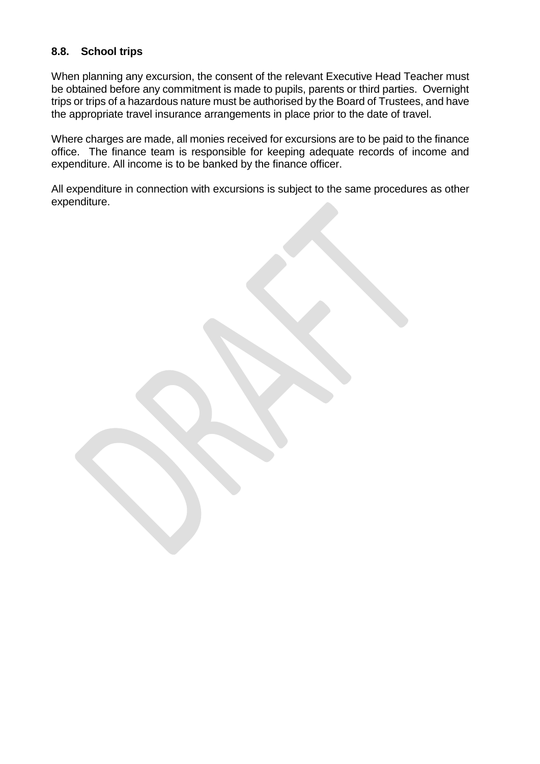### 8.8. School trips

When planning any excursion, the consent of the relevant Executive Head Teacher must be obtained before any commitment is made to pupils, parents or third parties. Overnight trips or trips of a hazardous nature must be authorised by the Board of Trustees, and have the appropriate travel insurance arrangements in place prior to the date of travel.

Where charges are made, all monies received for excursions are to be paid to the finance office. The finance team is responsible for keeping adequate records of income and expenditure. All income is to be banked by the finance officer.

All expenditure in connection with excursions is subject to the same procedures as other expenditure.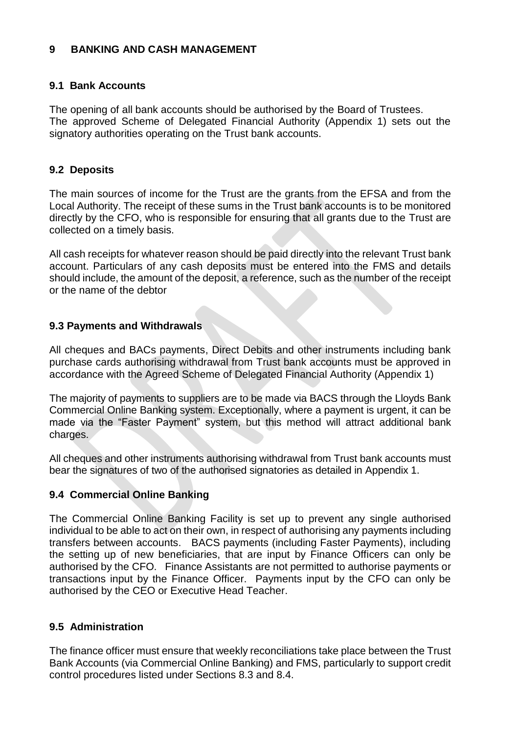## 9 BANKING AND CASH MANAGEMENT

### 9.1 Bank Accounts

The opening of all bank accounts should be authorised by the Board of Trustees. The approved Scheme of Delegated Financial Authority (Appendix 1) sets out the signatory authorities operating on the Trust bank accounts.

### 9.2 Deposits

The main sources of income for the Trust are the grants from the EFSA and from the Local Authority. The receipt of these sums in the Trust bank accounts is to be monitored directly by the CFO, who is responsible for ensuring that all grants due to the Trust are collected on a timely basis.

All cash receipts for whatever reason should be paid directly into the relevant Trust bank account. Particulars of any cash deposits must be entered into the FMS and details should include, the amount of the deposit, a reference, such as the number of the receipt or the name of the debtor

### 9.3 Payments and Withdrawals

All cheques and BACs payments, Direct Debits and other instruments including bank purchase cards authorising withdrawal from Trust bank accounts must be approved in accordance with the Agreed Scheme of Delegated Financial Authority (Appendix 1)

The majority of payments to suppliers are to be made via BACS through the Lloyds Bank Commercial Online Banking system. Exceptionally, where a payment is urgent, it can be made via the "Faster Payment" system, but this method will attract additional bank charges.

All cheques and other instruments authorising withdrawal from Trust bank accounts must bear the signatures of two of the authorised signatories as detailed in Appendix 1.

### 9.4 Commercial Online Banking

The Commercial Online Banking Facility is set up to prevent any single authorised individual to be able to act on their own, in respect of authorising any payments including transfers between accounts. BACS payments (including Faster Payments), including the setting up of new beneficiaries, that are input by Finance Officers can only be authorised by the CFO. Finance Assistants are not permitted to authorise payments or transactions input by the Finance Officer. Payments input by the CFO can only be authorised by the CEO or Executive Head Teacher.

### 9.5 Administration

The finance officer must ensure that weekly reconciliations take place between the Trust Bank Accounts (via Commercial Online Banking) and FMS, particularly to support credit control procedures listed under Sections 8.3 and 8.4.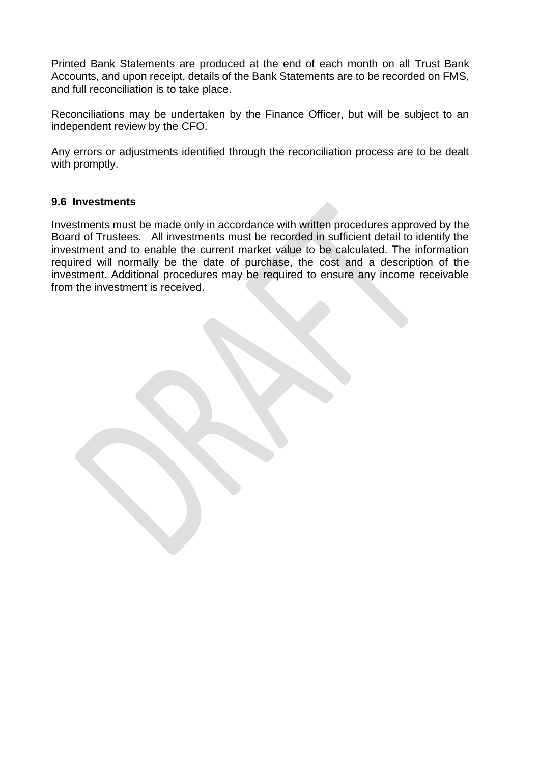Printed Bank Statements are produced at the end of each month on all Trust Bank Accounts, and upon receipt, details of the Bank Statements are to be recorded on FMS, and full reconciliation is to take place.

Reconciliations may be undertaken by the Finance Officer, but will be subject to an independent review by the CFO.

Any errors or adjustments identified through the reconciliation process are to be dealt with promptly.

### 9.6 Investments

Investments must be made only in accordance with written procedures approved by the Board of Trustees. All investments must be recorded in sufficient detail to identify the investment and to enable the current market value to be calculated. The information required will normally be the date of purchase, the cost and a description of the investment. Additional procedures may be required to ensure any income receivable from the investment is received.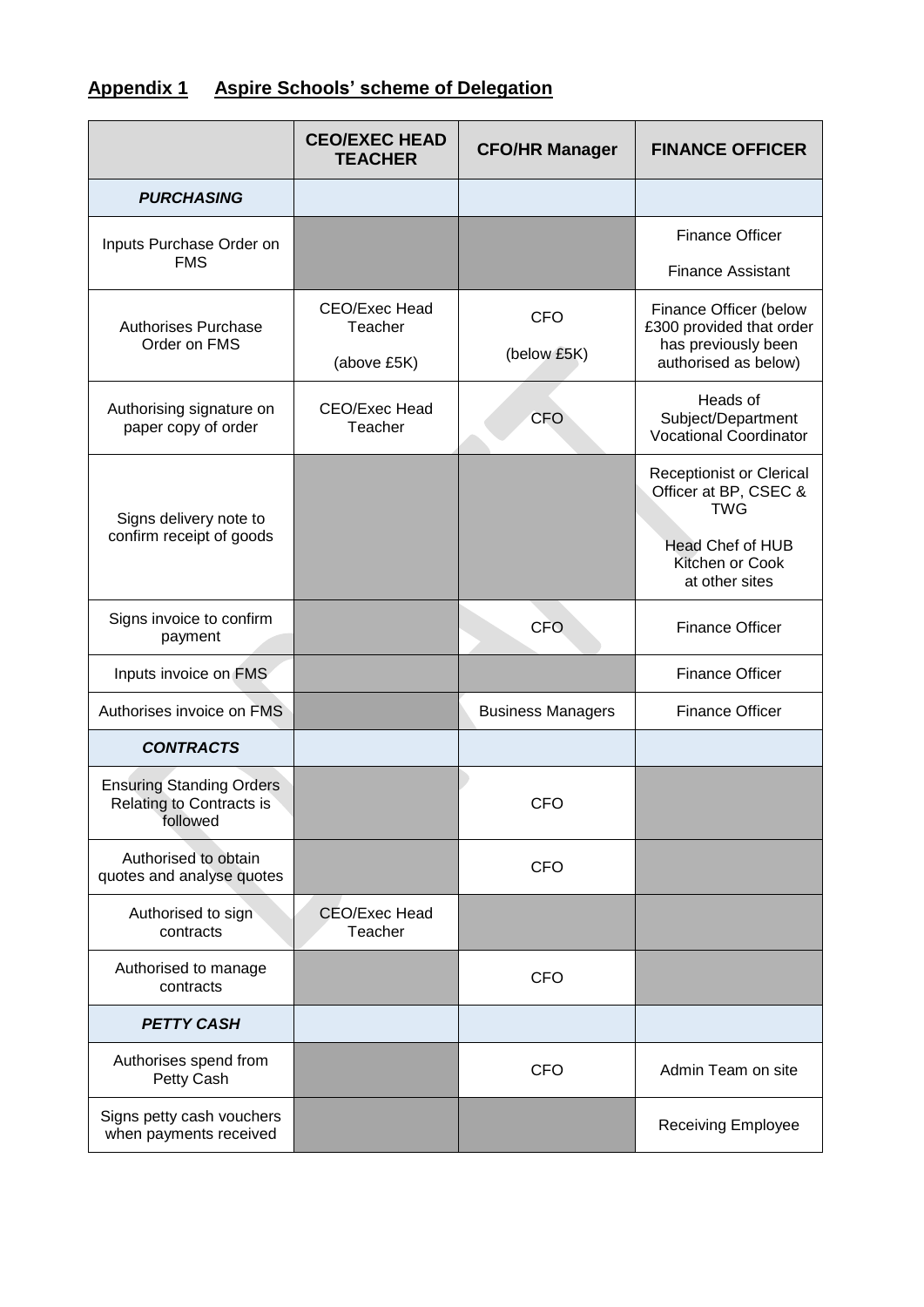## **Appendix 1 Aspire Schools' scheme of Delegation**

| | **CEO/EXEC HEAD TEACHER** | **CFO/HR Manager** | **FINANCE OFFICER** |
|---|---|---|---|
| ***PURCHASING*** | | | |
| Inputs Purchase Order on FMS | | | Finance Officer<br>Finance Assistant |
| Authorises Purchase Order on FMS | CEO/Exec Head Teacher<br>(above £5K) | CFO<br>(below £5K) | Finance Officer (below £300 provided that order has previously been authorised as below) |
| Authorising signature on paper copy of order | CEO/Exec Head Teacher | CFO | Heads of Subject/Department Vocational Coordinator |
| Signs delivery note to confirm receipt of goods | | | Receptionist or Clerical Officer at BP, CSEC & TWG<br>Head Chef of HUB Kitchen or Cook at other sites |
| Signs invoice to confirm payment | | CFO | Finance Officer |
| Inputs invoice on FMS | | | Finance Officer |
| Authorises invoice on FMS | | Business Managers | Finance Officer |
| ***CONTRACTS*** | | | |
| Ensuring Standing Orders Relating to Contracts is followed | | CFO | |
| Authorised to obtain quotes and analyse quotes | | CFO | |
| Authorised to sign contracts | CEO/Exec Head Teacher | | |
| Authorised to manage contracts | | CFO | |
| ***PETTY CASH*** | | | |
| Authorises spend from Petty Cash | | CFO | Admin Team on site |
| Signs petty cash vouchers when payments received | | | Receiving Employee |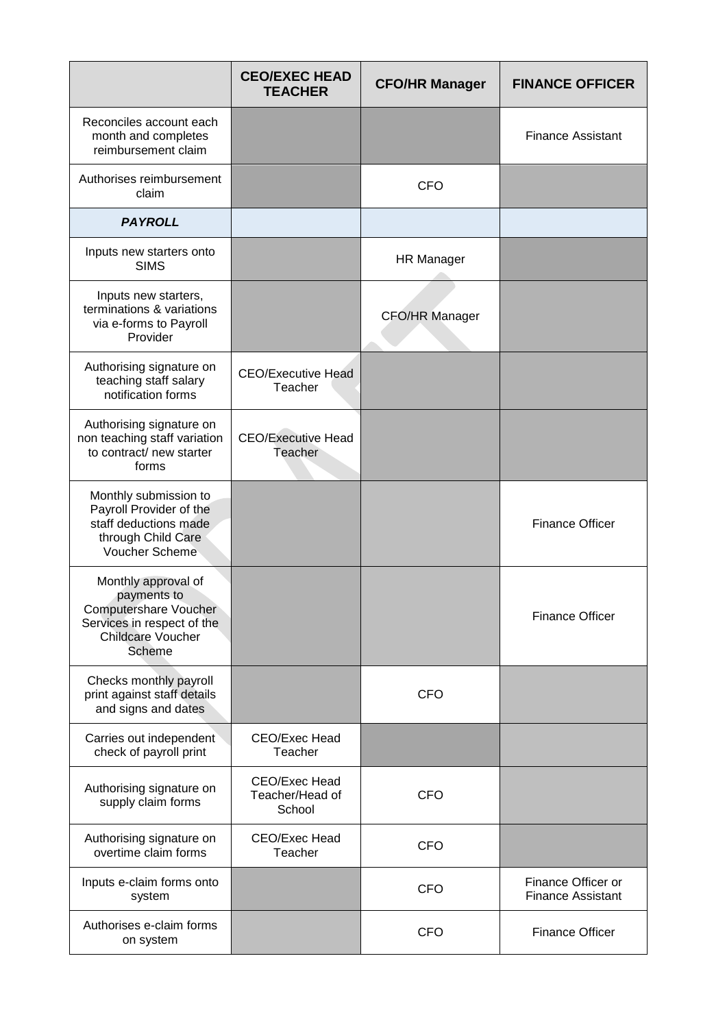| | CEO/EXEC HEAD TEACHER | CFO/HR Manager | FINANCE OFFICER |
|---|---|---|---|
| Reconciles account each month and completes reimbursement claim | | | Finance Assistant |
| Authorises reimbursement claim | | CFO | |
| ***PAYROLL*** | | | |
| Inputs new starters onto SIMS | | HR Manager | |
| Inputs new starters, terminations & variations via e-forms to Payroll Provider | | CFO/HR Manager | |
| Authorising signature on teaching staff salary notification forms | CEO/Executive Head Teacher | | |
| Authorising signature on non teaching staff variation to contract/ new starter forms | CEO/Executive Head Teacher | | |
| Monthly submission to Payroll Provider of the staff deductions made through Child Care Voucher Scheme | | | Finance Officer |
| Monthly approval of payments to Computershare Voucher Services in respect of the Childcare Voucher Scheme | | | Finance Officer |
| Checks monthly payroll print against staff details and signs and dates | | CFO | |
| Carries out independent check of payroll print | CEO/Exec Head Teacher | | |
| Authorising signature on supply claim forms | CEO/Exec Head Teacher/Head of School | CFO | |
| Authorising signature on overtime claim forms | CEO/Exec Head Teacher | CFO | |
| Inputs e-claim forms onto system | | CFO | Finance Officer or Finance Assistant |
| Authorises e-claim forms on system | | CFO | Finance Officer |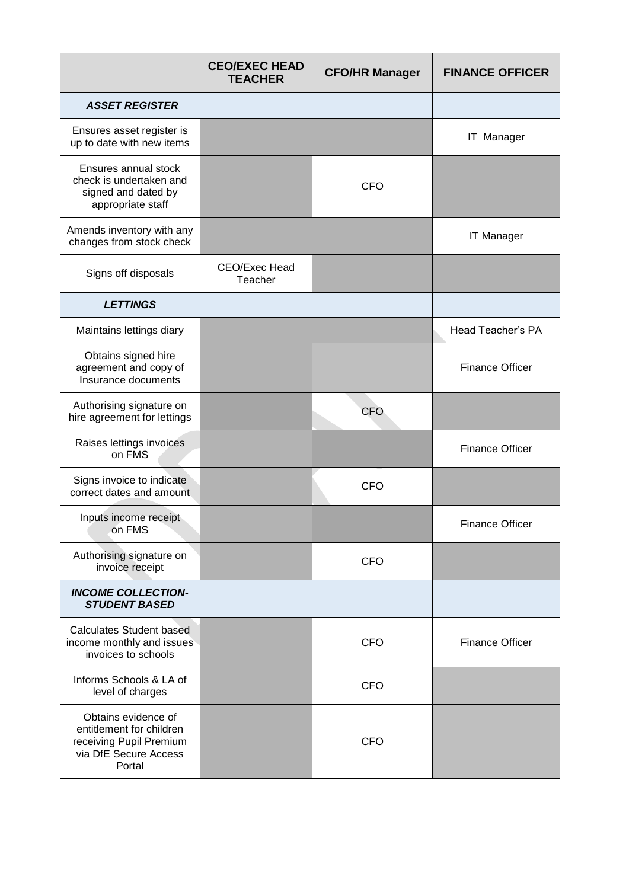| | CEO/EXEC HEAD TEACHER | CFO/HR Manager | FINANCE OFFICER |
|---|---|---|---|
| ***ASSET REGISTER*** | | | |
| Ensures asset register is up to date with new items | | | IT Manager |
| Ensures annual stock check is undertaken and signed and dated by appropriate staff | | CFO | |
| Amends inventory with any changes from stock check | | | IT Manager |
| Signs off disposals | CEO/Exec Head Teacher | | |
| ***LETTINGS*** | | | |
| Maintains lettings diary | | | Head Teacher's PA |
| Obtains signed hire agreement and copy of Insurance documents | | | Finance Officer |
| Authorising signature on hire agreement for lettings | | CFO | |
| Raises lettings invoices on FMS | | | Finance Officer |
| Signs invoice to indicate correct dates and amount | | CFO | |
| Inputs income receipt on FMS | | | Finance Officer |
| Authorising signature on invoice receipt | | CFO | |
| ***INCOME COLLECTION-STUDENT BASED*** | | | |
| Calculates Student based income monthly and issues invoices to schools | | CFO | Finance Officer |
| Informs Schools & LA of level of charges | | CFO | |
| Obtains evidence of entitlement for children receiving Pupil Premium via DfE Secure Access Portal | | CFO | |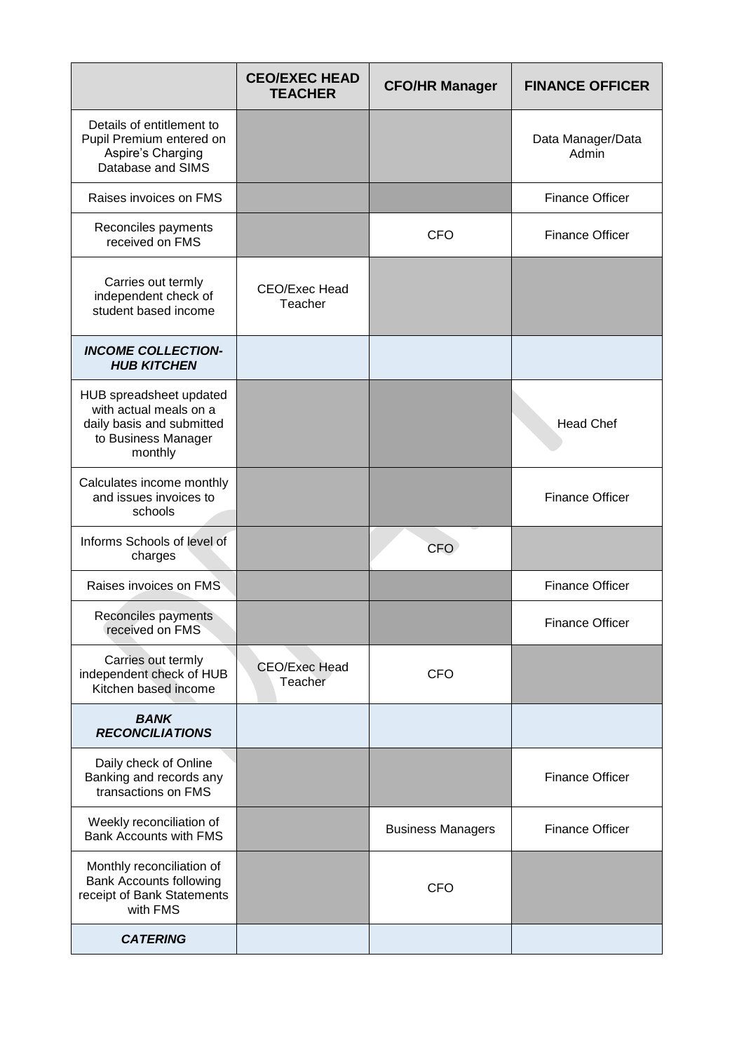| | CEO/EXEC HEAD TEACHER | CFO/HR Manager | FINANCE OFFICER |
|---|---|---|---|
| Details of entitlement to Pupil Premium entered on Aspire's Charging Database and SIMS | | | Data Manager/Data Admin |
| Raises invoices on FMS | | | Finance Officer |
| Reconciles payments received on FMS | | CFO | Finance Officer |
| Carries out termly independent check of student based income | CEO/Exec Head Teacher | | |
| ***INCOME COLLECTION- HUB KITCHEN*** | | | |
| HUB spreadsheet updated with actual meals on a daily basis and submitted to Business Manager monthly | | | Head Chef |
| Calculates income monthly and issues invoices to schools | | | Finance Officer |
| Informs Schools of level of charges | | CFO | |
| Raises invoices on FMS | | | Finance Officer |
| Reconciles payments received on FMS | | | Finance Officer |
| Carries out termly independent check of HUB Kitchen based income | CEO/Exec Head Teacher | CFO | |
| ***BANK RECONCILIATIONS*** | | | |
| Daily check of Online Banking and records any transactions on FMS | | | Finance Officer |
| Weekly reconciliation of Bank Accounts with FMS | | Business Managers | Finance Officer |
| Monthly reconciliation of Bank Accounts following receipt of Bank Statements with FMS | | CFO | |
| ***CATERING*** | | | |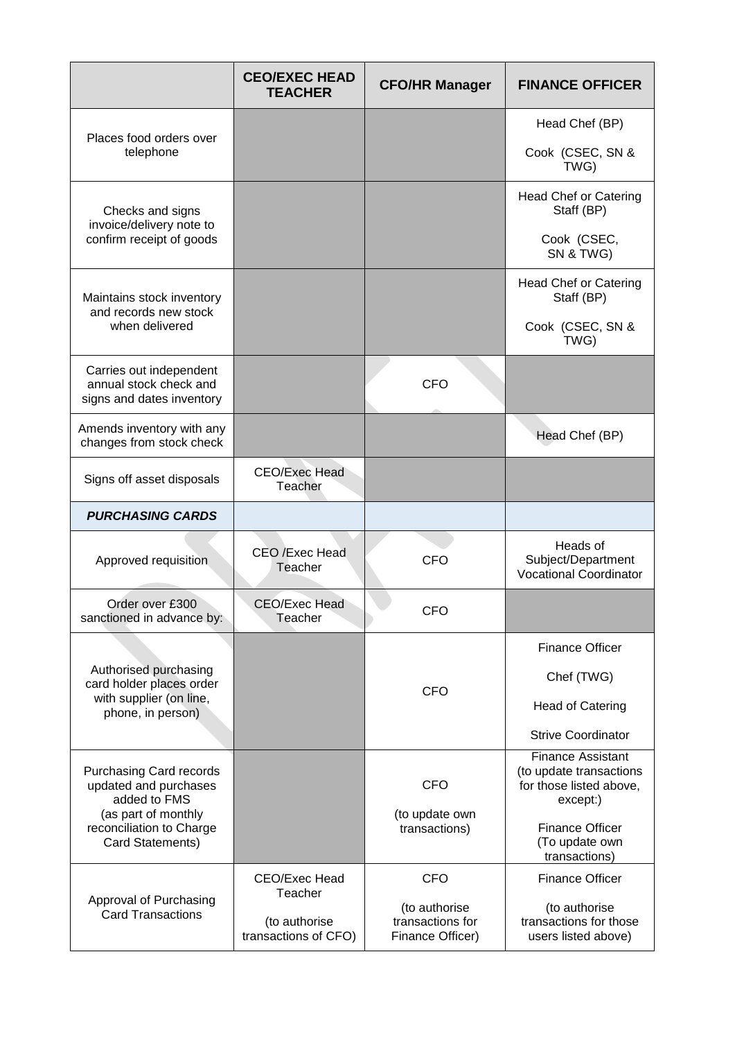| | CEO/EXEC HEAD TEACHER | CFO/HR Manager | FINANCE OFFICER |
|---|---|---|---|
| Places food orders over telephone | | | Head Chef (BP)<br><br>Cook (CSEC, SN & TWG) |
| Checks and signs invoice/delivery note to confirm receipt of goods | | | Head Chef or Catering Staff (BP)<br><br>Cook (CSEC, SN & TWG) |
| Maintains stock inventory and records new stock when delivered | | | Head Chef or Catering Staff (BP)<br><br>Cook (CSEC, SN & TWG) |
| Carries out independent annual stock check and signs and dates inventory | | CFO | |
| Amends inventory with any changes from stock check | | | Head Chef (BP) |
| Signs off asset disposals | CEO/Exec Head Teacher | | |
| ***PURCHASING CARDS*** | | | |
| Approved requisition | CEO /Exec Head Teacher | CFO | Heads of Subject/Department Vocational Coordinator |
| Order over £300 sanctioned in advance by: | CEO/Exec Head Teacher | CFO | |
| Authorised purchasing card holder places order with supplier (on line, phone, in person) | | CFO | Finance Officer<br><br>Chef (TWG)<br><br>Head of Catering<br><br>Strive Coordinator |
| Purchasing Card records updated and purchases added to FMS (as part of monthly reconciliation to Charge Card Statements) | | CFO<br><br>(to update own transactions) | Finance Assistant (to update transactions for those listed above, except:)<br><br>Finance Officer (To update own transactions) |
| Approval of Purchasing Card Transactions | CEO/Exec Head Teacher<br><br>(to authorise transactions of CFO) | CFO<br><br>(to authorise transactions for Finance Officer) | Finance Officer<br><br>(to authorise transactions for those users listed above) |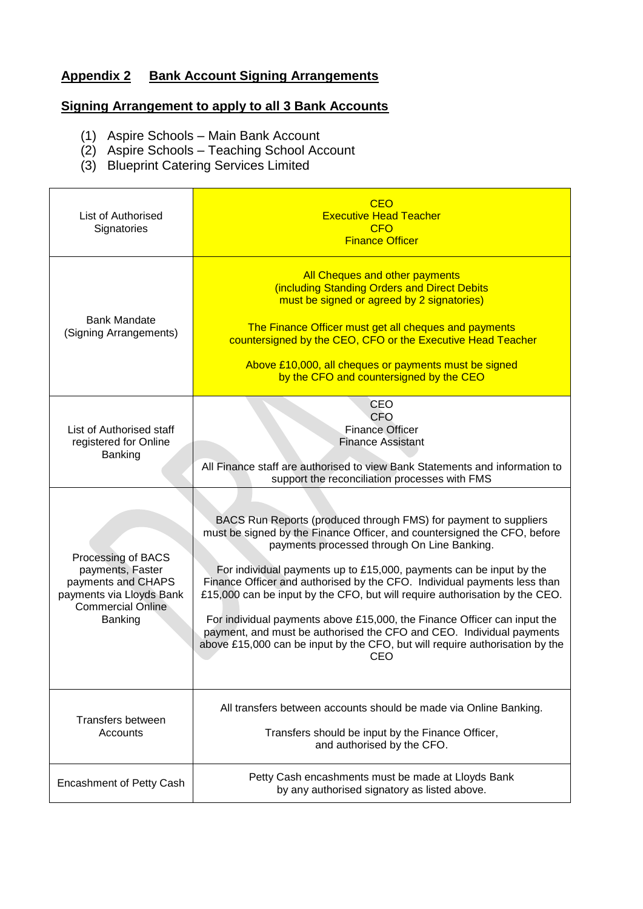## Appendix 2 Bank Account Signing Arrangements

### Signing Arrangement to apply to all 3 Bank Accounts

(1) Aspire Schools – Main Bank Account
(2) Aspire Schools – Teaching School Account
(3) Blueprint Catering Services Limited

| | |
|---|---|
| List of Authorised Signatories | CEO<br>Executive Head Teacher<br>CFO<br>Finance Officer |
| Bank Mandate (Signing Arrangements) | All Cheques and other payments (including Standing Orders and Direct Debits must be signed or agreed by 2 signatories)<br><br>The Finance Officer must get all cheques and payments countersigned by the CEO, CFO or the Executive Head Teacher<br><br>Above £10,000, all cheques or payments must be signed by the CFO and countersigned by the CEO |
| List of Authorised staff registered for Online Banking | CEO<br>CFO<br>Finance Officer<br>Finance Assistant<br><br>All Finance staff are authorised to view Bank Statements and information to support the reconciliation processes with FMS |
| Processing of BACS payments, Faster payments and CHAPS payments via Lloyds Bank Commercial Online Banking | BACS Run Reports (produced through FMS) for payment to suppliers must be signed by the Finance Officer, and countersigned the CFO, before payments processed through On Line Banking.<br><br>For individual payments up to £15,000, payments can be input by the Finance Officer and authorised by the CFO. Individual payments less than £15,000 can be input by the CFO, but will require authorisation by the CEO.<br><br>For individual payments above £15,000, the Finance Officer can input the payment, and must be authorised the CFO and CEO. Individual payments above £15,000 can be input by the CFO, but will require authorisation by the CEO |
| Transfers between Accounts | All transfers between accounts should be made via Online Banking.<br><br>Transfers should be input by the Finance Officer, and authorised by the CFO. |
| Encashment of Petty Cash | Petty Cash encashments must be made at Lloyds Bank by any authorised signatory as listed above. |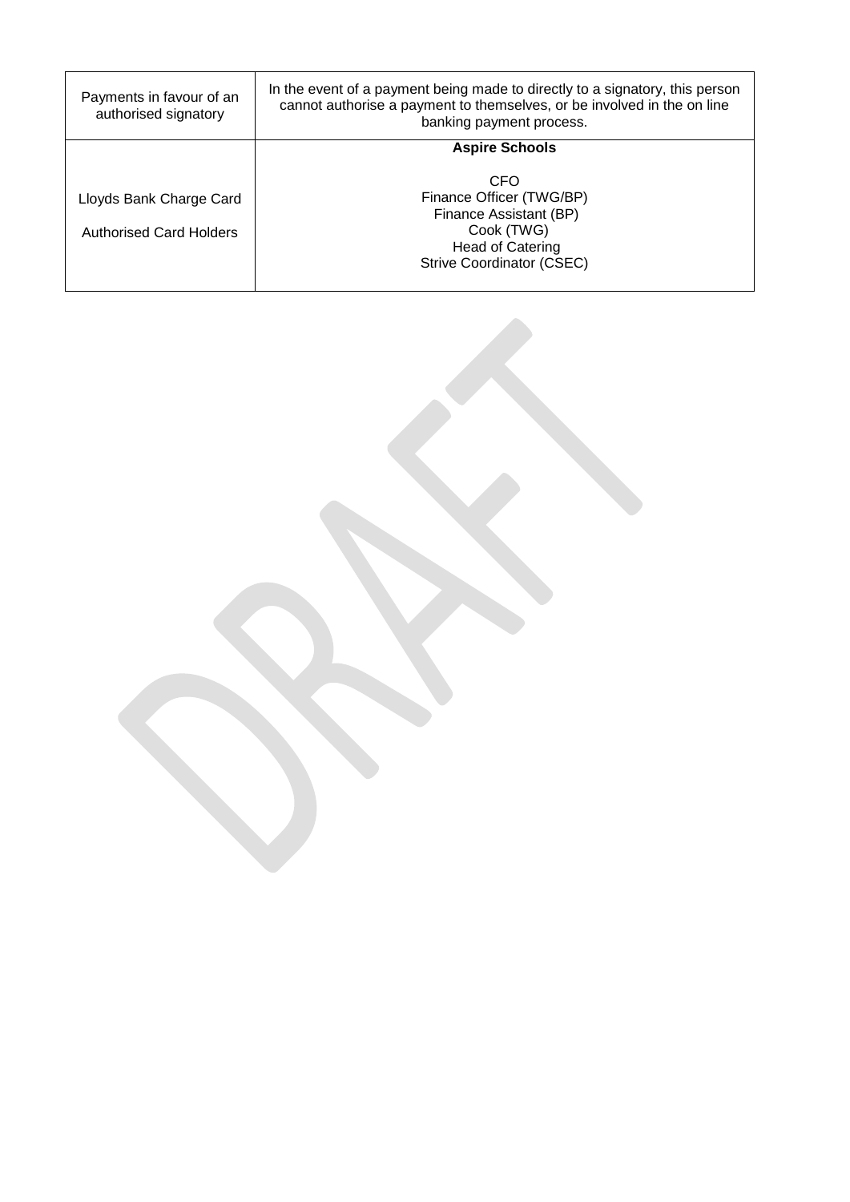| | |
|---|---|
| Payments in favour of an authorised signatory | In the event of a payment being made to directly to a signatory, this person cannot authorise a payment to themselves, or be involved in the on line banking payment process. |
| Lloyds Bank Charge Card<br><br>Authorised Card Holders | **Aspire Schools**<br><br>CFO<br>Finance Officer (TWG/BP)<br>Finance Assistant (BP)<br>Cook (TWG)<br>Head of Catering<br>Strive Coordinator (CSEC) |

DRAFT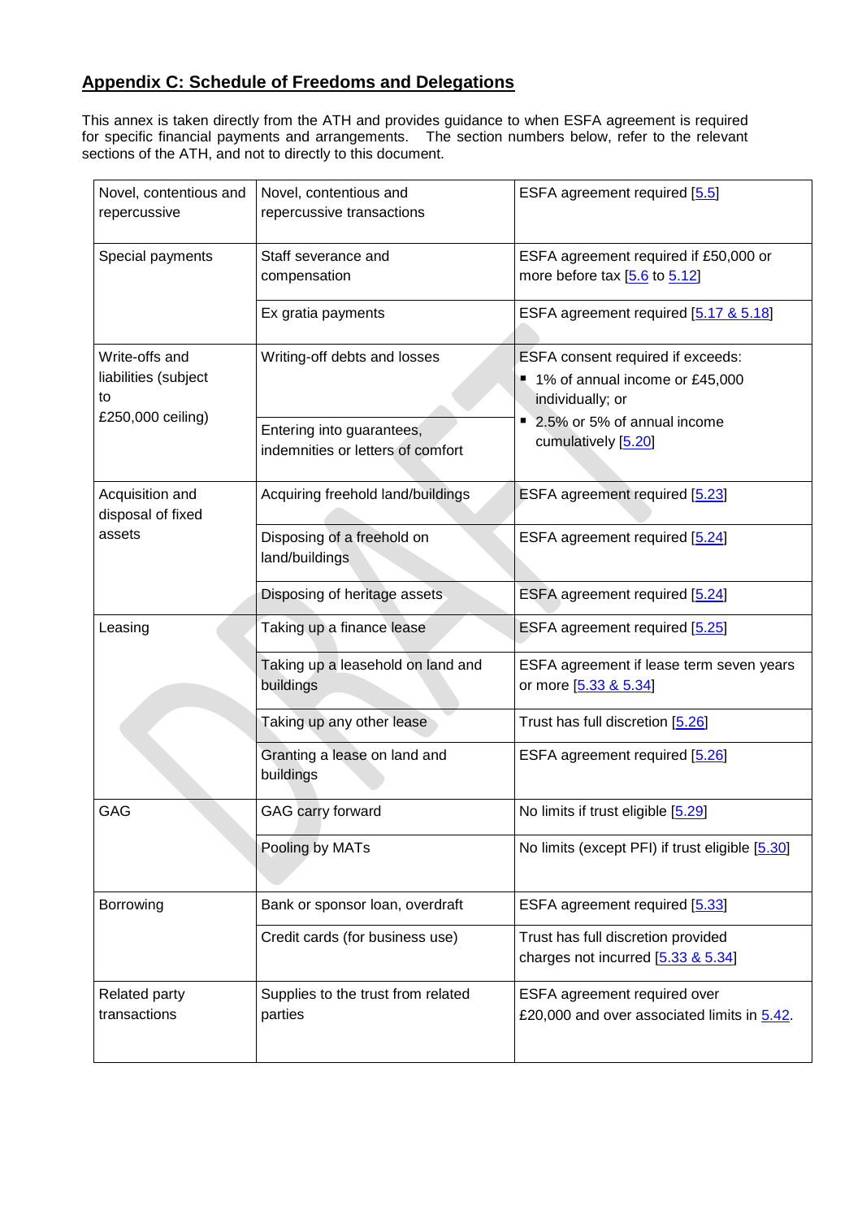## Appendix C: Schedule of Freedoms and Delegations

This annex is taken directly from the ATH and provides guidance to when ESFA agreement is required for specific financial payments and arrangements. The section numbers below, refer to the relevant sections of the ATH, and not to directly to this document.

| | | |
|---|---|---|
| Novel, contentious and repercussive | Novel, contentious and repercussive transactions | ESFA agreement required [5.5] |
| Special payments | Staff severance and compensation | ESFA agreement required if £50,000 or more before tax [5.6 to 5.12] |
| | Ex gratia payments | ESFA agreement required [5.17 & 5.18] |
| Write-offs and liabilities (subject to £250,000 ceiling) | Writing-off debts and losses | ESFA consent required if exceeds: ▪ 1% of annual income or £45,000 individually; or ▪ 2.5% or 5% of annual income cumulatively [5.20] |
| | Entering into guarantees, indemnities or letters of comfort | |
| Acquisition and disposal of fixed assets | Acquiring freehold land/buildings | ESFA agreement required [5.23] |
| | Disposing of a freehold on land/buildings | ESFA agreement required [5.24] |
| | Disposing of heritage assets | ESFA agreement required [5.24] |
| Leasing | Taking up a finance lease | ESFA agreement required [5.25] |
| | Taking up a leasehold on land and buildings | ESFA agreement if lease term seven years or more [5.33 & 5.34] |
| | Taking up any other lease | Trust has full discretion [5.26] |
| | Granting a lease on land and buildings | ESFA agreement required [5.26] |
| GAG | GAG carry forward | No limits if trust eligible [5.29] |
| | Pooling by MATs | No limits (except PFI) if trust eligible [5.30] |
| Borrowing | Bank or sponsor loan, overdraft | ESFA agreement required [5.33] |
| | Credit cards (for business use) | Trust has full discretion provided charges not incurred [5.33 & 5.34] |
| Related party transactions | Supplies to the trust from related parties | ESFA agreement required over £20,000 and over associated limits in 5.42. |